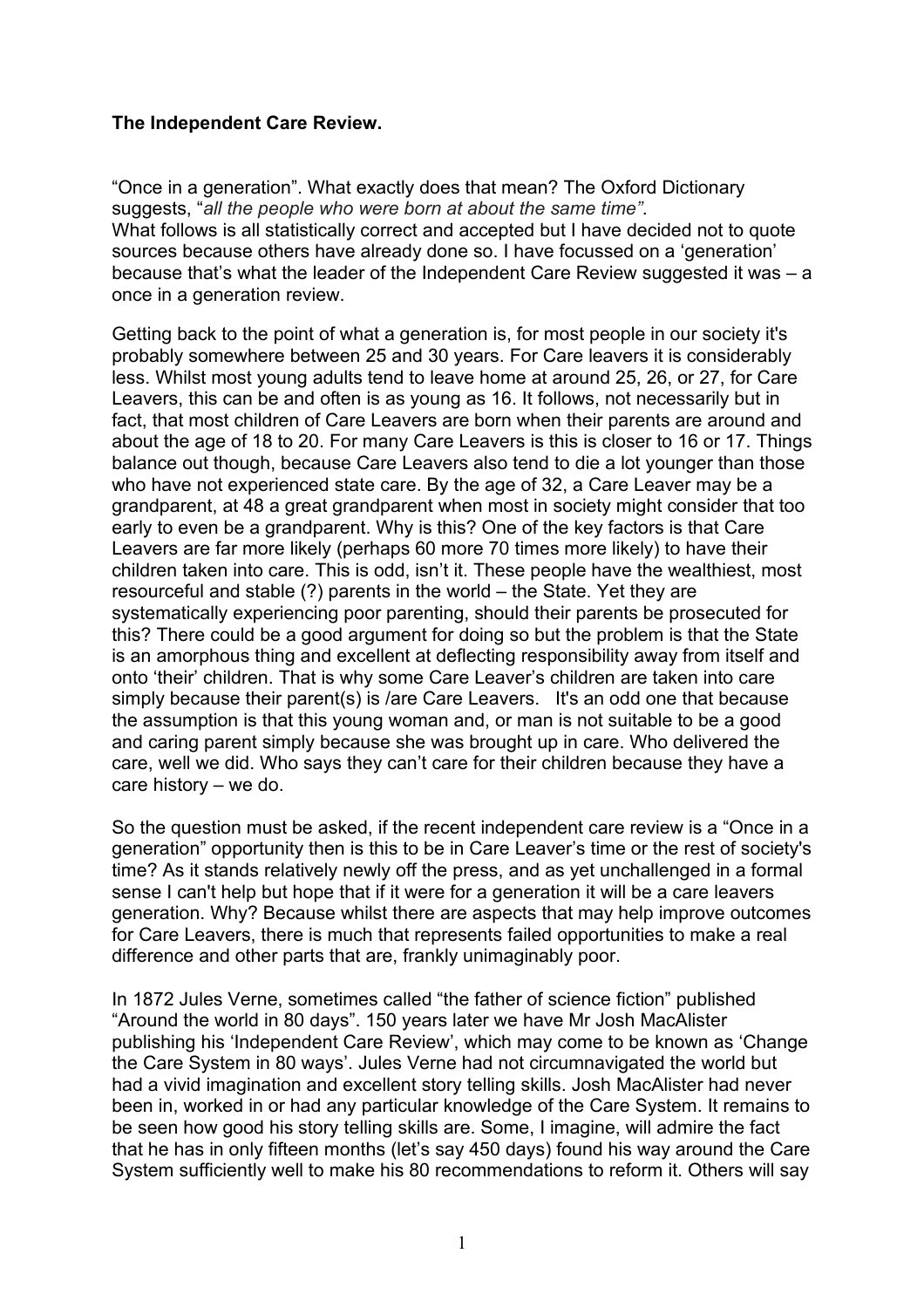**The Independent Care Review.**

"Once in a generation". What exactly does that mean? The Oxford Dictionary suggests, "*all the people who were born at about the same time"*.
What follows is all statistically correct and accepted but I have decided not to quote sources because others have already done so. I have focussed on a 'generation' because that's what the leader of the Independent Care Review suggested it was – a once in a generation review.

Getting back to the point of what a generation is, for most people in our society it's probably somewhere between 25 and 30 years. For Care leavers it is considerably less. Whilst most young adults tend to leave home at around 25, 26, or 27, for Care Leavers, this can be and often is as young as 16. It follows, not necessarily but in fact, that most children of Care Leavers are born when their parents are around and about the age of 18 to 20. For many Care Leavers is this is closer to 16 or 17. Things balance out though, because Care Leavers also tend to die a lot younger than those who have not experienced state care. By the age of 32, a Care Leaver may be a grandparent, at 48 a great grandparent when most in society might consider that too early to even be a grandparent. Why is this? One of the key factors is that Care Leavers are far more likely (perhaps 60 more 70 times more likely) to have their children taken into care. This is odd, isn't it. These people have the wealthiest, most resourceful and stable (?) parents in the world – the State. Yet they are systematically experiencing poor parenting, should their parents be prosecuted for this? There could be a good argument for doing so but the problem is that the State is an amorphous thing and excellent at deflecting responsibility away from itself and onto 'their' children. That is why some Care Leaver's children are taken into care simply because their parent(s) is /are Care Leavers. It's an odd one that because the assumption is that this young woman and, or man is not suitable to be a good and caring parent simply because she was brought up in care. Who delivered the care, well we did. Who says they can't care for their children because they have a care history – we do.

So the question must be asked, if the recent independent care review is a "Once in a generation" opportunity then is this to be in Care Leaver's time or the rest of society's time? As it stands relatively newly off the press, and as yet unchallenged in a formal sense I can't help but hope that if it were for a generation it will be a care leavers generation. Why? Because whilst there are aspects that may help improve outcomes for Care Leavers, there is much that represents failed opportunities to make a real difference and other parts that are, frankly unimaginably poor.

In 1872 Jules Verne, sometimes called "the father of science fiction" published "Around the world in 80 days". 150 years later we have Mr Josh MacAlister publishing his 'Independent Care Review', which may come to be known as 'Change the Care System in 80 ways'. Jules Verne had not circumnavigated the world but had a vivid imagination and excellent story telling skills. Josh MacAlister had never been in, worked in or had any particular knowledge of the Care System. It remains to be seen how good his story telling skills are. Some, I imagine, will admire the fact that he has in only fifteen months (let's say 450 days) found his way around the Care System sufficiently well to make his 80 recommendations to reform it. Others will say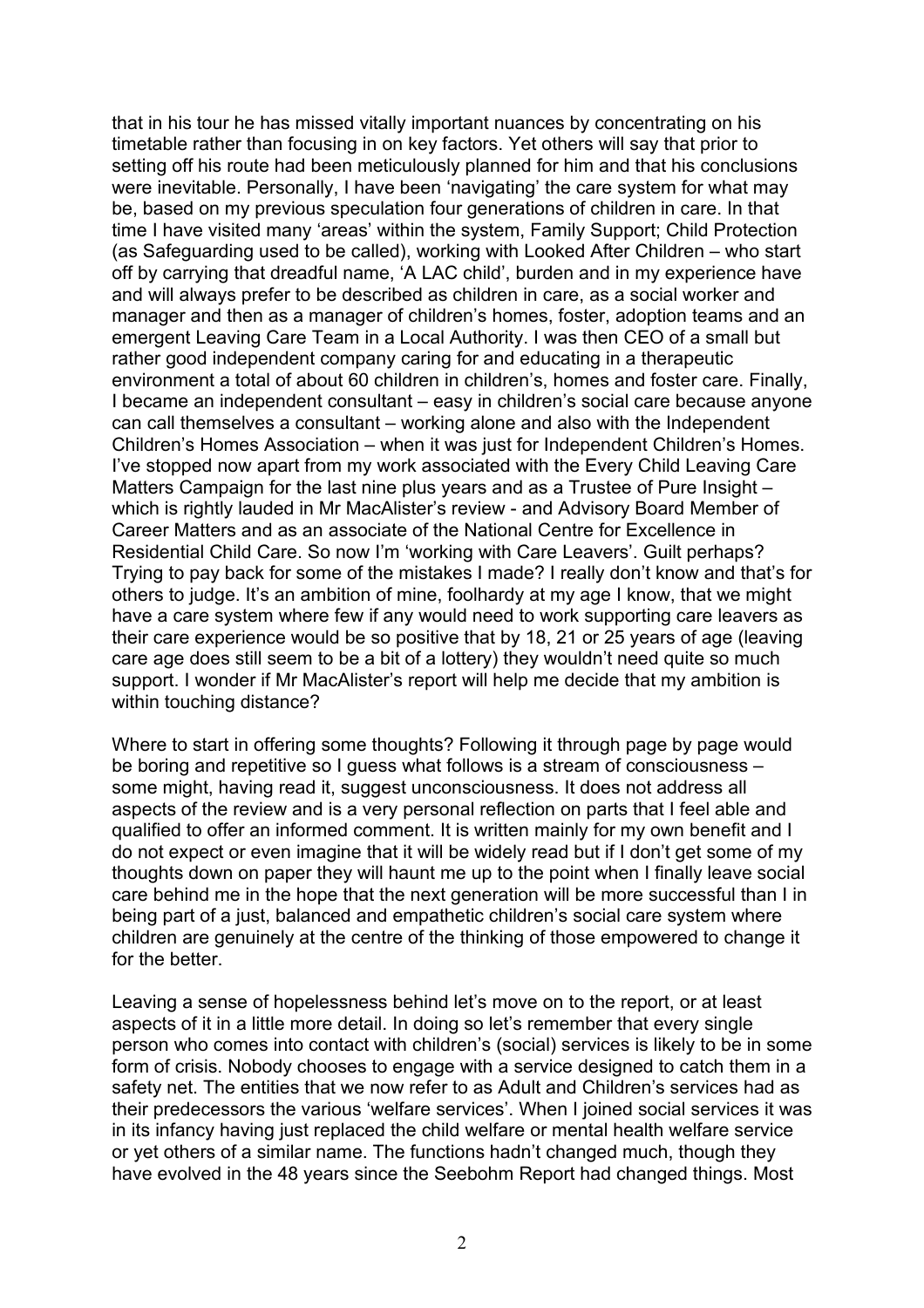that in his tour he has missed vitally important nuances by concentrating on his timetable rather than focusing in on key factors. Yet others will say that prior to setting off his route had been meticulously planned for him and that his conclusions were inevitable. Personally, I have been 'navigating' the care system for what may be, based on my previous speculation four generations of children in care. In that time I have visited many 'areas' within the system, Family Support; Child Protection (as Safeguarding used to be called), working with Looked After Children – who start off by carrying that dreadful name, 'A LAC child', burden and in my experience have and will always prefer to be described as children in care, as a social worker and manager and then as a manager of children's homes, foster, adoption teams and an emergent Leaving Care Team in a Local Authority. I was then CEO of a small but rather good independent company caring for and educating in a therapeutic environment a total of about 60 children in children's, homes and foster care. Finally, I became an independent consultant – easy in children's social care because anyone can call themselves a consultant – working alone and also with the Independent Children's Homes Association – when it was just for Independent Children's Homes. I've stopped now apart from my work associated with the Every Child Leaving Care Matters Campaign for the last nine plus years and as a Trustee of Pure Insight – which is rightly lauded in Mr MacAlister's review - and Advisory Board Member of Career Matters and as an associate of the National Centre for Excellence in Residential Child Care. So now I'm 'working with Care Leavers'. Guilt perhaps? Trying to pay back for some of the mistakes I made? I really don't know and that's for others to judge. It's an ambition of mine, foolhardy at my age I know, that we might have a care system where few if any would need to work supporting care leavers as their care experience would be so positive that by 18, 21 or 25 years of age (leaving care age does still seem to be a bit of a lottery) they wouldn't need quite so much support. I wonder if Mr MacAlister's report will help me decide that my ambition is within touching distance?

Where to start in offering some thoughts? Following it through page by page would be boring and repetitive so I guess what follows is a stream of consciousness – some might, having read it, suggest unconsciousness. It does not address all aspects of the review and is a very personal reflection on parts that I feel able and qualified to offer an informed comment. It is written mainly for my own benefit and I do not expect or even imagine that it will be widely read but if I don't get some of my thoughts down on paper they will haunt me up to the point when I finally leave social care behind me in the hope that the next generation will be more successful than I in being part of a just, balanced and empathetic children's social care system where children are genuinely at the centre of the thinking of those empowered to change it for the better.

Leaving a sense of hopelessness behind let's move on to the report, or at least aspects of it in a little more detail. In doing so let's remember that every single person who comes into contact with children's (social) services is likely to be in some form of crisis. Nobody chooses to engage with a service designed to catch them in a safety net. The entities that we now refer to as Adult and Children's services had as their predecessors the various 'welfare services'. When I joined social services it was in its infancy having just replaced the child welfare or mental health welfare service or yet others of a similar name. The functions hadn't changed much, though they have evolved in the 48 years since the Seebohm Report had changed things. Most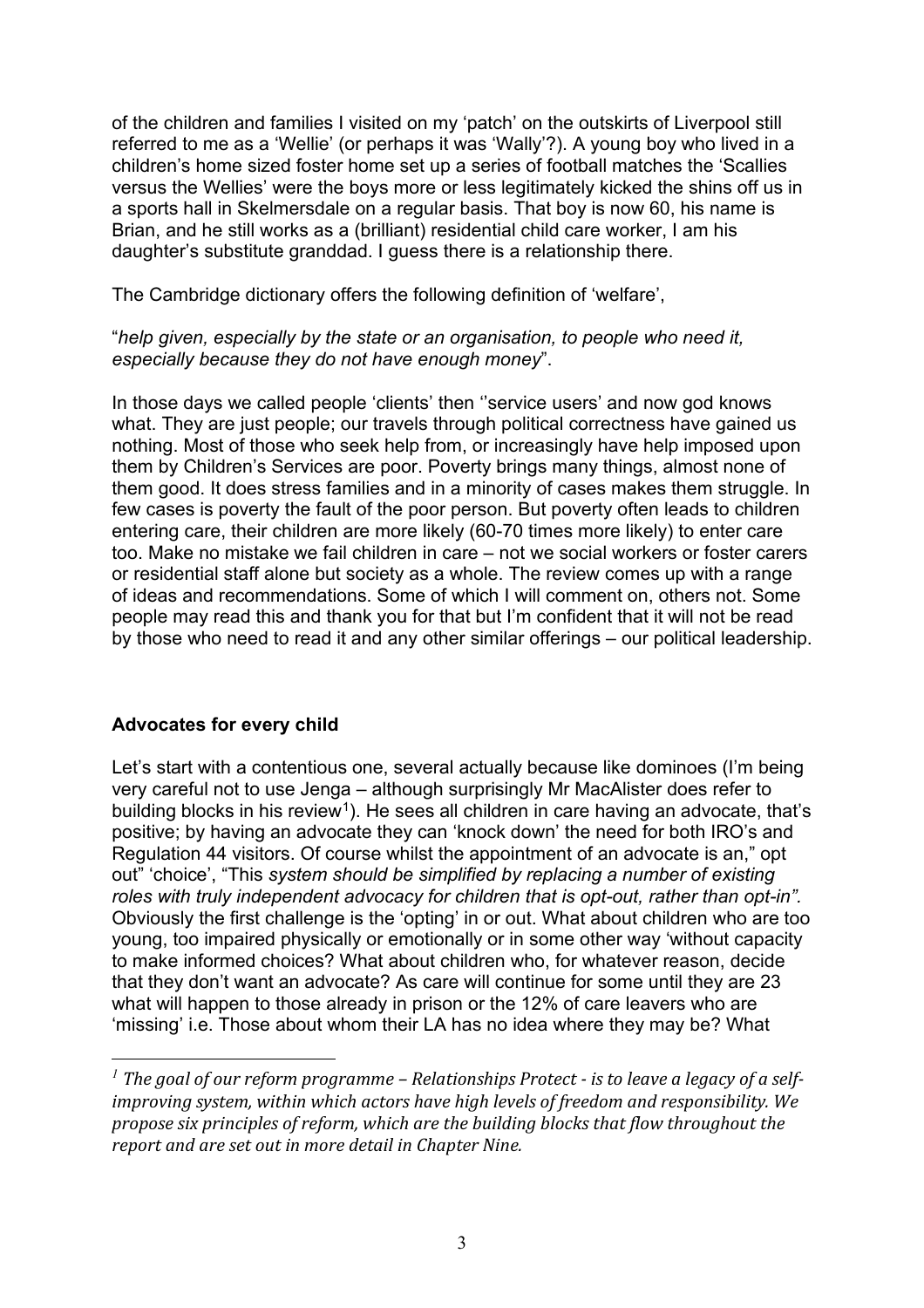of the children and families I visited on my 'patch' on the outskirts of Liverpool still referred to me as a 'Wellie' (or perhaps it was 'Wally'?). A young boy who lived in a children's home sized foster home set up a series of football matches the 'Scallies versus the Wellies' were the boys more or less legitimately kicked the shins off us in a sports hall in Skelmersdale on a regular basis. That boy is now 60, his name is Brian, and he still works as a (brilliant) residential child care worker, I am his daughter's substitute granddad. I guess there is a relationship there.

The Cambridge dictionary offers the following definition of 'welfare',

"*help given, especially by the state or an organisation, to people who need it, especially because they do not have enough money*".

In those days we called people 'clients' then ''service users' and now god knows what. They are just people; our travels through political correctness have gained us nothing. Most of those who seek help from, or increasingly have help imposed upon them by Children's Services are poor. Poverty brings many things, almost none of them good. It does stress families and in a minority of cases makes them struggle. In few cases is poverty the fault of the poor person. But poverty often leads to children entering care, their children are more likely (60-70 times more likely) to enter care too. Make no mistake we fail children in care – not we social workers or foster carers or residential staff alone but society as a whole. The review comes up with a range of ideas and recommendations. Some of which I will comment on, others not. Some people may read this and thank you for that but I'm confident that it will not be read by those who need to read it and any other similar offerings – our political leadership.

**Advocates for every child**

Let's start with a contentious one, several actually because like dominoes (I'm being very careful not to use Jenga – although surprisingly Mr MacAlister does refer to building blocks in his review[1]). He sees all children in care having an advocate, that's positive; by having an advocate they can 'knock down' the need for both IRO's and Regulation 44 visitors. Of course whilst the appointment of an advocate is an," opt out" 'choice', "This *system should be simplified by replacing a number of existing roles with truly independent advocacy for children that is opt-out, rather than opt-in".* Obviously the first challenge is the 'opting' in or out. What about children who are too young, too impaired physically or emotionally or in some other way 'without capacity to make informed choices? What about children who, for whatever reason, decide that they don't want an advocate? As care will continue for some until they are 23 what will happen to those already in prison or the 12% of care leavers who are 'missing' i.e. Those about whom their LA has no idea where they may be? What

---

[1] *The goal of our reform programme – Relationships Protect - is to leave a legacy of a self-improving system, within which actors have high levels of freedom and responsibility. We propose six principles of reform, which are the building blocks that flow throughout the report and are set out in more detail in Chapter Nine.*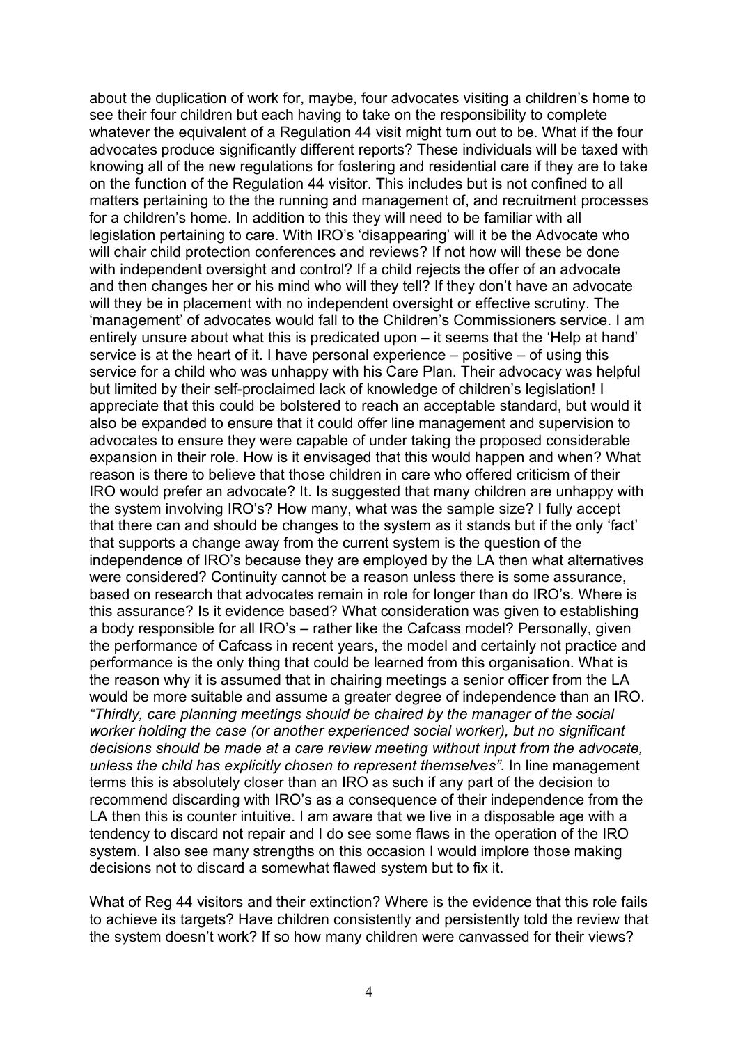about the duplication of work for, maybe, four advocates visiting a children's home to see their four children but each having to take on the responsibility to complete whatever the equivalent of a Regulation 44 visit might turn out to be. What if the four advocates produce significantly different reports? These individuals will be taxed with knowing all of the new regulations for fostering and residential care if they are to take on the function of the Regulation 44 visitor. This includes but is not confined to all matters pertaining to the the running and management of, and recruitment processes for a children's home. In addition to this they will need to be familiar with all legislation pertaining to care. With IRO's 'disappearing' will it be the Advocate who will chair child protection conferences and reviews? If not how will these be done with independent oversight and control? If a child rejects the offer of an advocate and then changes her or his mind who will they tell? If they don't have an advocate will they be in placement with no independent oversight or effective scrutiny. The 'management' of advocates would fall to the Children's Commissioners service. I am entirely unsure about what this is predicated upon – it seems that the 'Help at hand' service is at the heart of it. I have personal experience – positive – of using this service for a child who was unhappy with his Care Plan. Their advocacy was helpful but limited by their self-proclaimed lack of knowledge of children's legislation! I appreciate that this could be bolstered to reach an acceptable standard, but would it also be expanded to ensure that it could offer line management and supervision to advocates to ensure they were capable of under taking the proposed considerable expansion in their role. How is it envisaged that this would happen and when? What reason is there to believe that those children in care who offered criticism of their IRO would prefer an advocate? It. Is suggested that many children are unhappy with the system involving IRO's? How many, what was the sample size? I fully accept that there can and should be changes to the system as it stands but if the only 'fact' that supports a change away from the current system is the question of the independence of IRO's because they are employed by the LA then what alternatives were considered? Continuity cannot be a reason unless there is some assurance, based on research that advocates remain in role for longer than do IRO's. Where is this assurance? Is it evidence based? What consideration was given to establishing a body responsible for all IRO's – rather like the Cafcass model? Personally, given the performance of Cafcass in recent years, the model and certainly not practice and performance is the only thing that could be learned from this organisation. What is the reason why it is assumed that in chairing meetings a senior officer from the LA would be more suitable and assume a greater degree of independence than an IRO. *"Thirdly, care planning meetings should be chaired by the manager of the social worker holding the case (or another experienced social worker), but no significant decisions should be made at a care review meeting without input from the advocate, unless the child has explicitly chosen to represent themselves".* In line management terms this is absolutely closer than an IRO as such if any part of the decision to recommend discarding with IRO's as a consequence of their independence from the LA then this is counter intuitive. I am aware that we live in a disposable age with a tendency to discard not repair and I do see some flaws in the operation of the IRO system. I also see many strengths on this occasion I would implore those making decisions not to discard a somewhat flawed system but to fix it.

What of Reg 44 visitors and their extinction? Where is the evidence that this role fails to achieve its targets? Have children consistently and persistently told the review that the system doesn't work? If so how many children were canvassed for their views?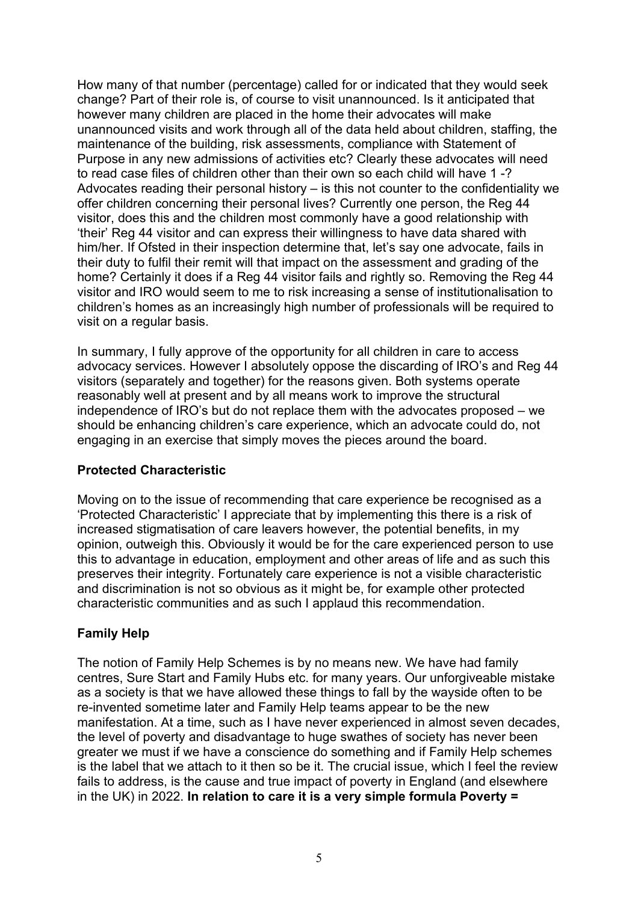How many of that number (percentage) called for or indicated that they would seek change? Part of their role is, of course to visit unannounced. Is it anticipated that however many children are placed in the home their advocates will make unannounced visits and work through all of the data held about children, staffing, the maintenance of the building, risk assessments, compliance with Statement of Purpose in any new admissions of activities etc? Clearly these advocates will need to read case files of children other than their own so each child will have 1 -? Advocates reading their personal history – is this not counter to the confidentiality we offer children concerning their personal lives? Currently one person, the Reg 44 visitor, does this and the children most commonly have a good relationship with 'their' Reg 44 visitor and can express their willingness to have data shared with him/her. If Ofsted in their inspection determine that, let's say one advocate, fails in their duty to fulfil their remit will that impact on the assessment and grading of the home? Certainly it does if a Reg 44 visitor fails and rightly so. Removing the Reg 44 visitor and IRO would seem to me to risk increasing a sense of institutionalisation to children's homes as an increasingly high number of professionals will be required to visit on a regular basis.

In summary, I fully approve of the opportunity for all children in care to access advocacy services. However I absolutely oppose the discarding of IRO's and Reg 44 visitors (separately and together) for the reasons given. Both systems operate reasonably well at present and by all means work to improve the structural independence of IRO's but do not replace them with the advocates proposed – we should be enhancing children's care experience, which an advocate could do, not engaging in an exercise that simply moves the pieces around the board.

**Protected Characteristic**

Moving on to the issue of recommending that care experience be recognised as a 'Protected Characteristic' I appreciate that by implementing this there is a risk of increased stigmatisation of care leavers however, the potential benefits, in my opinion, outweigh this. Obviously it would be for the care experienced person to use this to advantage in education, employment and other areas of life and as such this preserves their integrity. Fortunately care experience is not a visible characteristic and discrimination is not so obvious as it might be, for example other protected characteristic communities and as such I applaud this recommendation.

**Family Help**

The notion of Family Help Schemes is by no means new. We have had family centres, Sure Start and Family Hubs etc. for many years. Our unforgiveable mistake as a society is that we have allowed these things to fall by the wayside often to be re-invented sometime later and Family Help teams appear to be the new manifestation. At a time, such as I have never experienced in almost seven decades, the level of poverty and disadvantage to huge swathes of society has never been greater we must if we have a conscience do something and if Family Help schemes is the label that we attach to it then so be it. The crucial issue, which I feel the review fails to address, is the cause and true impact of poverty in England (and elsewhere in the UK) in 2022. **In relation to care it is a very simple formula Poverty =**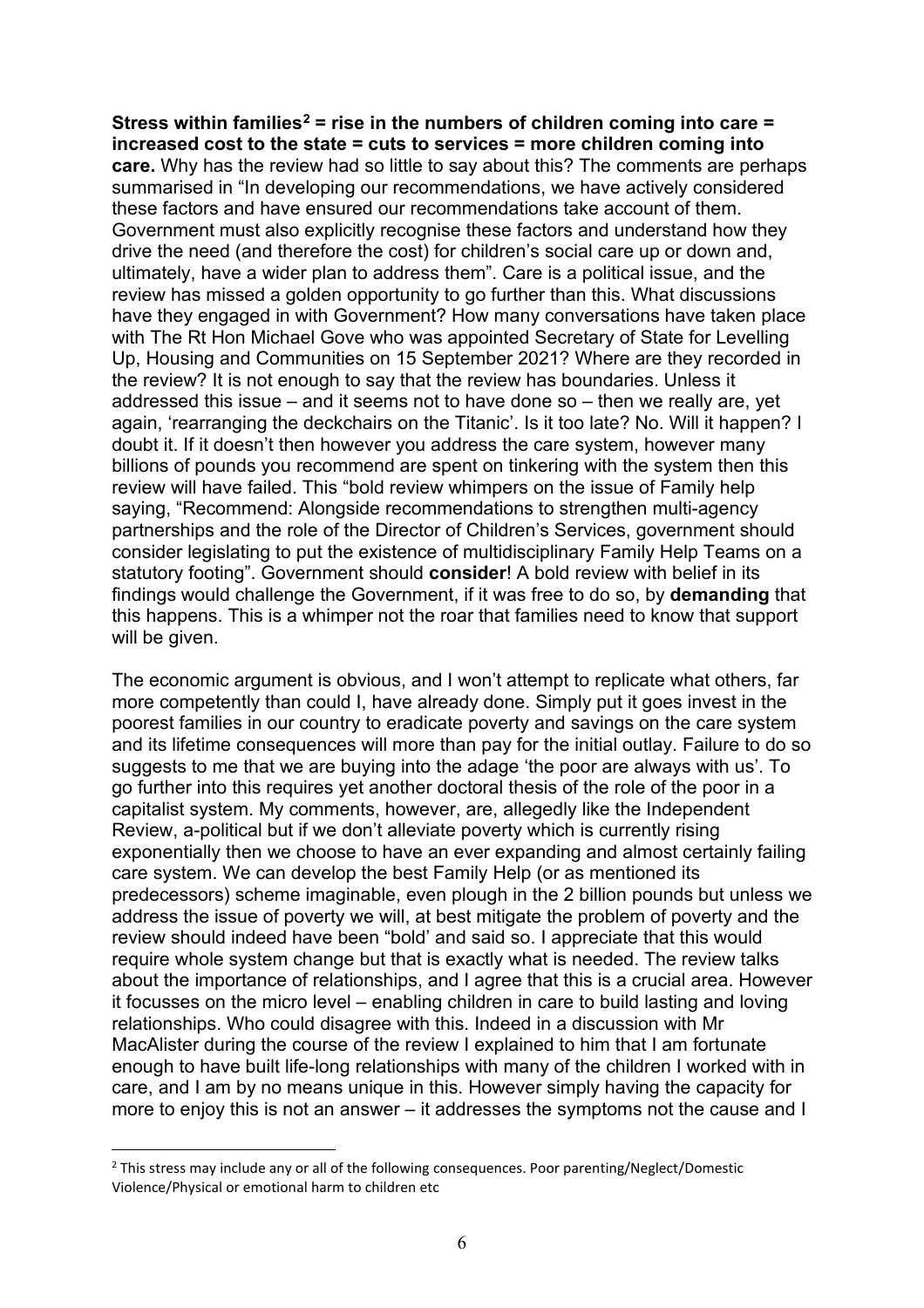**Stress within families[2] = rise in the numbers of children coming into care = increased cost to the state = cuts to services = more children coming into care.** Why has the review had so little to say about this? The comments are perhaps summarised in "In developing our recommendations, we have actively considered these factors and have ensured our recommendations take account of them. Government must also explicitly recognise these factors and understand how they drive the need (and therefore the cost) for children's social care up or down and, ultimately, have a wider plan to address them". Care is a political issue, and the review has missed a golden opportunity to go further than this. What discussions have they engaged in with Government? How many conversations have taken place with The Rt Hon Michael Gove who was appointed Secretary of State for Levelling Up, Housing and Communities on 15 September 2021? Where are they recorded in the review? It is not enough to say that the review has boundaries. Unless it addressed this issue – and it seems not to have done so – then we really are, yet again, 'rearranging the deckchairs on the Titanic'. Is it too late? No. Will it happen? I doubt it. If it doesn't then however you address the care system, however many billions of pounds you recommend are spent on tinkering with the system then this review will have failed. This "bold review whimpers on the issue of Family help saying, "Recommend: Alongside recommendations to strengthen multi-agency partnerships and the role of the Director of Children's Services, government should consider legislating to put the existence of multidisciplinary Family Help Teams on a statutory footing". Government should **consider**! A bold review with belief in its findings would challenge the Government, if it was free to do so, by **demanding** that this happens. This is a whimper not the roar that families need to know that support will be given.

The economic argument is obvious, and I won't attempt to replicate what others, far more competently than could I, have already done. Simply put it goes invest in the poorest families in our country to eradicate poverty and savings on the care system and its lifetime consequences will more than pay for the initial outlay. Failure to do so suggests to me that we are buying into the adage 'the poor are always with us'. To go further into this requires yet another doctoral thesis of the role of the poor in a capitalist system. My comments, however, are, allegedly like the Independent Review, a-political but if we don't alleviate poverty which is currently rising exponentially then we choose to have an ever expanding and almost certainly failing care system. We can develop the best Family Help (or as mentioned its predecessors) scheme imaginable, even plough in the 2 billion pounds but unless we address the issue of poverty we will, at best mitigate the problem of poverty and the review should indeed have been "bold' and said so. I appreciate that this would require whole system change but that is exactly what is needed. The review talks about the importance of relationships, and I agree that this is a crucial area. However it focusses on the micro level – enabling children in care to build lasting and loving relationships. Who could disagree with this. Indeed in a discussion with Mr MacAlister during the course of the review I explained to him that I am fortunate enough to have built life-long relationships with many of the children I worked with in care, and I am by no means unique in this. However simply having the capacity for more to enjoy this is not an answer – it addresses the symptoms not the cause and I

---

[2] This stress may include any or all of the following consequences. Poor parenting/Neglect/Domestic Violence/Physical or emotional harm to children etc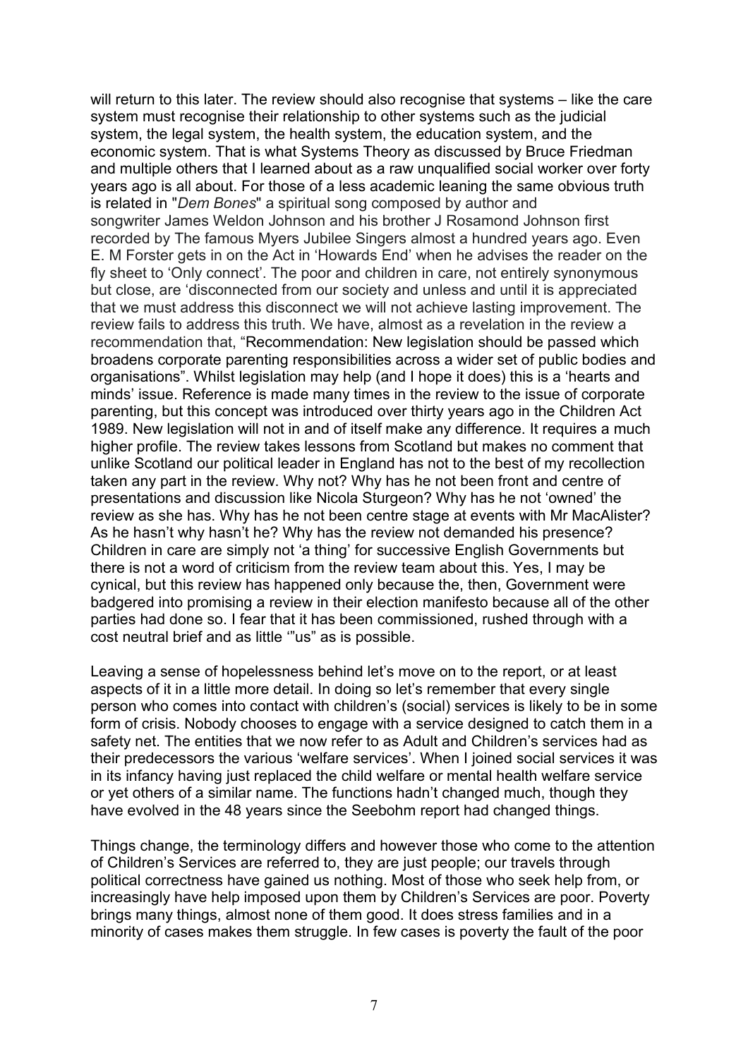will return to this later. The review should also recognise that systems – like the care system must recognise their relationship to other systems such as the judicial system, the legal system, the health system, the education system, and the economic system. That is what Systems Theory as discussed by Bruce Friedman and multiple others that I learned about as a raw unqualified social worker over forty years ago is all about. For those of a less academic leaning the same obvious truth is related in "*Dem Bones*" a spiritual song composed by author and songwriter James Weldon Johnson and his brother J Rosamond Johnson first recorded by The famous Myers Jubilee Singers almost a hundred years ago. Even E. M Forster gets in on the Act in 'Howards End' when he advises the reader on the fly sheet to 'Only connect'. The poor and children in care, not entirely synonymous but close, are 'disconnected from our society and unless and until it is appreciated that we must address this disconnect we will not achieve lasting improvement. The review fails to address this truth. We have, almost as a revelation in the review a recommendation that, "Recommendation: New legislation should be passed which broadens corporate parenting responsibilities across a wider set of public bodies and organisations". Whilst legislation may help (and I hope it does) this is a 'hearts and minds' issue. Reference is made many times in the review to the issue of corporate parenting, but this concept was introduced over thirty years ago in the Children Act 1989. New legislation will not in and of itself make any difference. It requires a much higher profile. The review takes lessons from Scotland but makes no comment that unlike Scotland our political leader in England has not to the best of my recollection taken any part in the review. Why not? Why has he not been front and centre of presentations and discussion like Nicola Sturgeon? Why has he not 'owned' the review as she has. Why has he not been centre stage at events with Mr MacAlister? As he hasn't why hasn't he? Why has the review not demanded his presence? Children in care are simply not 'a thing' for successive English Governments but there is not a word of criticism from the review team about this. Yes, I may be cynical, but this review has happened only because the, then, Government were badgered into promising a review in their election manifesto because all of the other parties had done so. I fear that it has been commissioned, rushed through with a cost neutral brief and as little '"us" as is possible.

Leaving a sense of hopelessness behind let's move on to the report, or at least aspects of it in a little more detail. In doing so let's remember that every single person who comes into contact with children's (social) services is likely to be in some form of crisis. Nobody chooses to engage with a service designed to catch them in a safety net. The entities that we now refer to as Adult and Children's services had as their predecessors the various 'welfare services'. When I joined social services it was in its infancy having just replaced the child welfare or mental health welfare service or yet others of a similar name. The functions hadn't changed much, though they have evolved in the 48 years since the Seebohm report had changed things.

Things change, the terminology differs and however those who come to the attention of Children's Services are referred to, they are just people; our travels through political correctness have gained us nothing. Most of those who seek help from, or increasingly have help imposed upon them by Children's Services are poor. Poverty brings many things, almost none of them good. It does stress families and in a minority of cases makes them struggle. In few cases is poverty the fault of the poor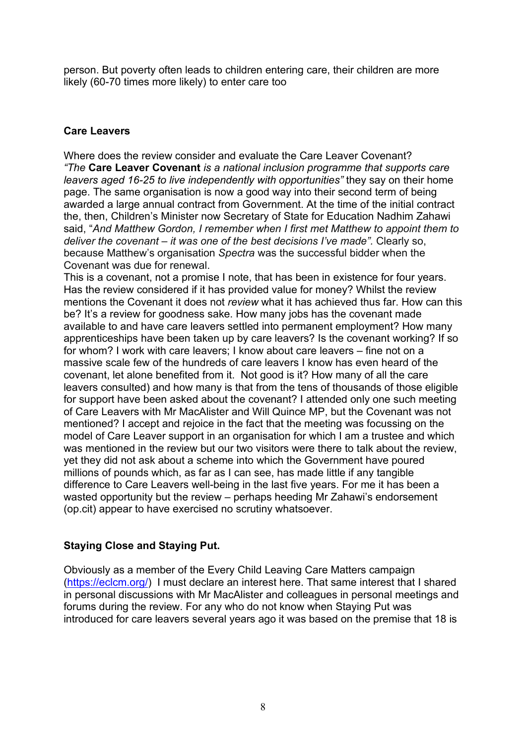person. But poverty often leads to children entering care, their children are more likely (60-70 times more likely) to enter care too

**Care Leavers**

Where does the review consider and evaluate the Care Leaver Covenant? *"The* **Care Leaver Covenant** *is a national inclusion programme that supports care leavers aged 16-25 to live independently with opportunities"* they say on their home page. The same organisation is now a good way into their second term of being awarded a large annual contract from Government. At the time of the initial contract the, then, Children's Minister now Secretary of State for Education Nadhim Zahawi said, "*And Matthew Gordon, I remember when I first met Matthew to appoint them to deliver the covenant – it was one of the best decisions I've made"*. Clearly so, because Matthew's organisation *Spectra* was the successful bidder when the Covenant was due for renewal.

This is a covenant, not a promise I note, that has been in existence for four years. Has the review considered if it has provided value for money? Whilst the review mentions the Covenant it does not *review* what it has achieved thus far. How can this be? It's a review for goodness sake. How many jobs has the covenant made available to and have care leavers settled into permanent employment? How many apprenticeships have been taken up by care leavers? Is the covenant working? If so for whom? I work with care leavers; I know about care leavers – fine not on a massive scale few of the hundreds of care leavers I know has even heard of the covenant, let alone benefited from it. Not good is it? How many of all the care leavers consulted) and how many is that from the tens of thousands of those eligible for support have been asked about the covenant? I attended only one such meeting of Care Leavers with Mr MacAlister and Will Quince MP, but the Covenant was not mentioned? I accept and rejoice in the fact that the meeting was focussing on the model of Care Leaver support in an organisation for which I am a trustee and which was mentioned in the review but our two visitors were there to talk about the review, yet they did not ask about a scheme into which the Government have poured millions of pounds which, as far as I can see, has made little if any tangible difference to Care Leavers well-being in the last five years. For me it has been a wasted opportunity but the review – perhaps heeding Mr Zahawi's endorsement (op.cit) appear to have exercised no scrutiny whatsoever.

**Staying Close and Staying Put.**

Obviously as a member of the Every Child Leaving Care Matters campaign ([https://eclcm.org/](https://eclcm.org/)) I must declare an interest here. That same interest that I shared in personal discussions with Mr MacAlister and colleagues in personal meetings and forums during the review. For any who do not know when Staying Put was introduced for care leavers several years ago it was based on the premise that 18 is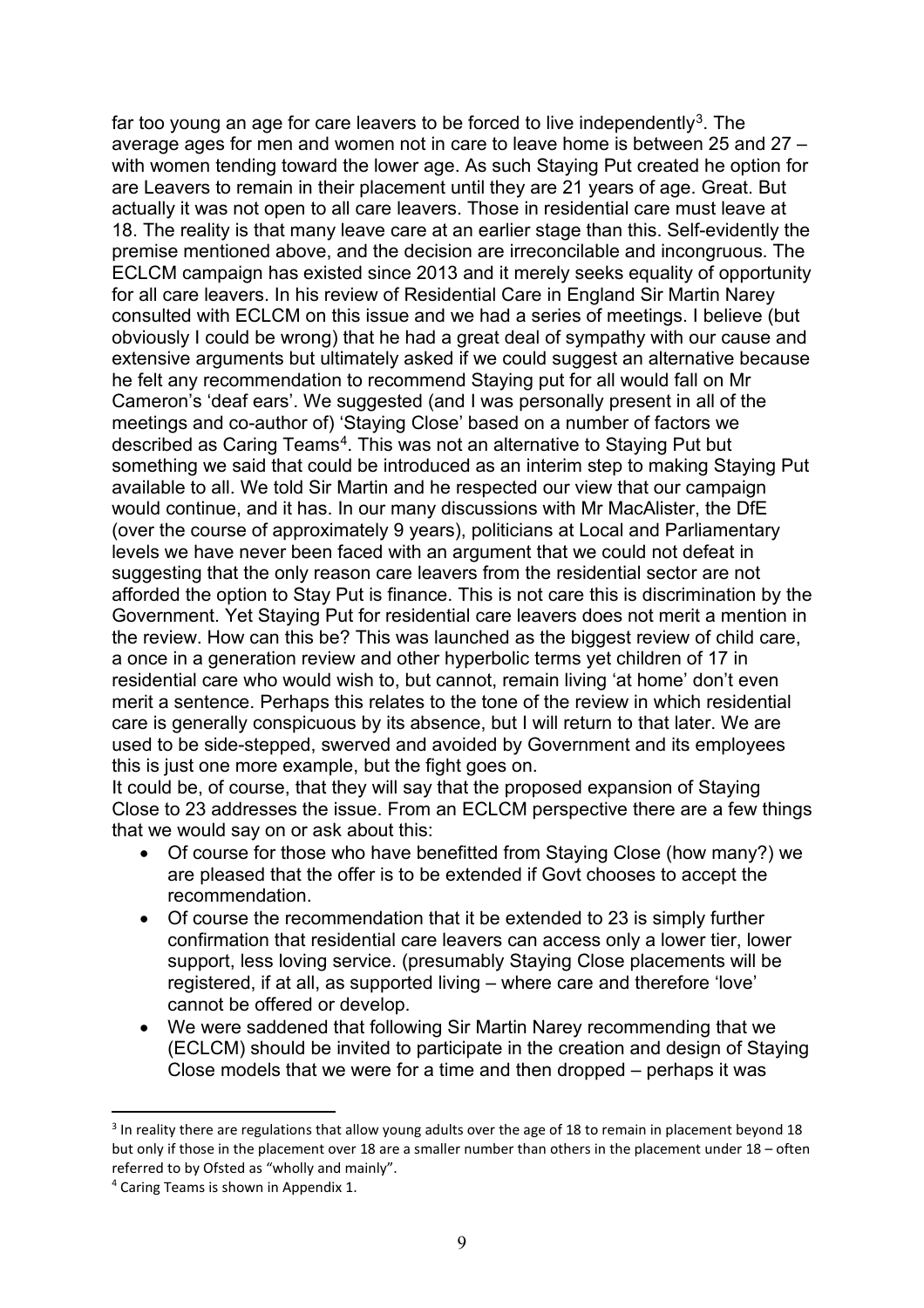far too young an age for care leavers to be forced to live independently[3]. The average ages for men and women not in care to leave home is between 25 and 27 – with women tending toward the lower age. As such Staying Put created he option for are Leavers to remain in their placement until they are 21 years of age. Great. But actually it was not open to all care leavers. Those in residential care must leave at 18. The reality is that many leave care at an earlier stage than this. Self-evidently the premise mentioned above, and the decision are irreconcilable and incongruous. The ECLCM campaign has existed since 2013 and it merely seeks equality of opportunity for all care leavers. In his review of Residential Care in England Sir Martin Narey consulted with ECLCM on this issue and we had a series of meetings. I believe (but obviously I could be wrong) that he had a great deal of sympathy with our cause and extensive arguments but ultimately asked if we could suggest an alternative because he felt any recommendation to recommend Staying put for all would fall on Mr Cameron's 'deaf ears'. We suggested (and I was personally present in all of the meetings and co-author of) 'Staying Close' based on a number of factors we described as Caring Teams[4]. This was not an alternative to Staying Put but something we said that could be introduced as an interim step to making Staying Put available to all. We told Sir Martin and he respected our view that our campaign would continue, and it has. In our many discussions with Mr MacAlister, the DfE (over the course of approximately 9 years), politicians at Local and Parliamentary levels we have never been faced with an argument that we could not defeat in suggesting that the only reason care leavers from the residential sector are not afforded the option to Stay Put is finance. This is not care this is discrimination by the Government. Yet Staying Put for residential care leavers does not merit a mention in the review. How can this be? This was launched as the biggest review of child care, a once in a generation review and other hyperbolic terms yet children of 17 in residential care who would wish to, but cannot, remain living 'at home' don't even merit a sentence. Perhaps this relates to the tone of the review in which residential care is generally conspicuous by its absence, but I will return to that later. We are used to be side-stepped, swerved and avoided by Government and its employees this is just one more example, but the fight goes on.

It could be, of course, that they will say that the proposed expansion of Staying Close to 23 addresses the issue. From an ECLCM perspective there are a few things that we would say on or ask about this:

- Of course for those who have benefitted from Staying Close (how many?) we are pleased that the offer is to be extended if Govt chooses to accept the recommendation.
- Of course the recommendation that it be extended to 23 is simply further confirmation that residential care leavers can access only a lower tier, lower support, less loving service. (presumably Staying Close placements will be registered, if at all, as supported living – where care and therefore 'love' cannot be offered or develop.
- We were saddened that following Sir Martin Narey recommending that we (ECLCM) should be invited to participate in the creation and design of Staying Close models that we were for a time and then dropped – perhaps it was

---

[3] In reality there are regulations that allow young adults over the age of 18 to remain in placement beyond 18 but only if those in the placement over 18 are a smaller number than others in the placement under 18 – often referred to by Ofsted as "wholly and mainly".

[4] Caring Teams is shown in Appendix 1.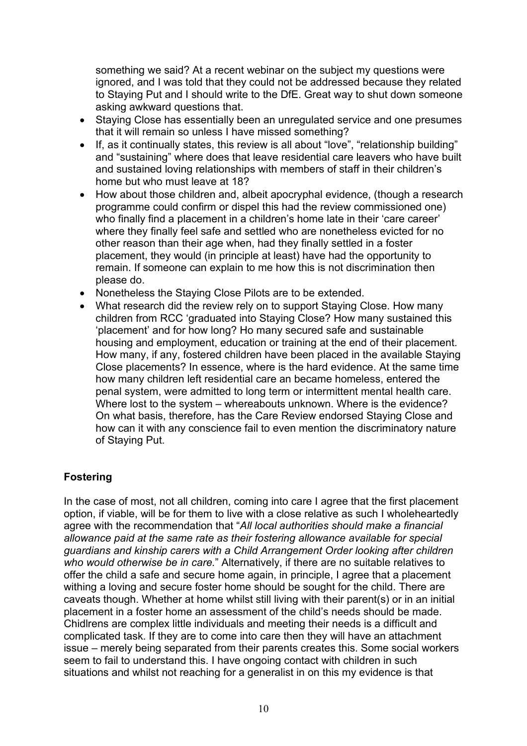something we said? At a recent webinar on the subject my questions were ignored, and I was told that they could not be addressed because they related to Staying Put and I should write to the DfE. Great way to shut down someone asking awkward questions that.

- Staying Close has essentially been an unregulated service and one presumes that it will remain so unless I have missed something?
- If, as it continually states, this review is all about "love", "relationship building" and "sustaining" where does that leave residential care leavers who have built and sustained loving relationships with members of staff in their children's home but who must leave at 18?
- How about those children and, albeit apocryphal evidence, (though a research programme could confirm or dispel this had the review commissioned one) who finally find a placement in a children's home late in their 'care career' where they finally feel safe and settled who are nonetheless evicted for no other reason than their age when, had they finally settled in a foster placement, they would (in principle at least) have had the opportunity to remain. If someone can explain to me how this is not discrimination then please do.
- Nonetheless the Staying Close Pilots are to be extended.
- What research did the review rely on to support Staying Close. How many children from RCC 'graduated into Staying Close? How many sustained this 'placement' and for how long? Ho many secured safe and sustainable housing and employment, education or training at the end of their placement. How many, if any, fostered children have been placed in the available Staying Close placements? In essence, where is the hard evidence. At the same time how many children left residential care an became homeless, entered the penal system, were admitted to long term or intermittent mental health care. Where lost to the system – whereabouts unknown. Where is the evidence? On what basis, therefore, has the Care Review endorsed Staying Close and how can it with any conscience fail to even mention the discriminatory nature of Staying Put.

**Fostering**

In the case of most, not all children, coming into care I agree that the first placement option, if viable, will be for them to live with a close relative as such I wholeheartedly agree with the recommendation that "*All local authorities should make a financial allowance paid at the same rate as their fostering allowance available for special guardians and kinship carers with a Child Arrangement Order looking after children who would otherwise be in care.*" Alternatively, if there are no suitable relatives to offer the child a safe and secure home again, in principle, I agree that a placement withing a loving and secure foster home should be sought for the child. There are caveats though. Whether at home whilst still living with their parent(s) or in an initial placement in a foster home an assessment of the child's needs should be made. Chidlrens are complex little individuals and meeting their needs is a difficult and complicated task. If they are to come into care then they will have an attachment issue – merely being separated from their parents creates this. Some social workers seem to fail to understand this. I have ongoing contact with children in such situations and whilst not reaching for a generalist in on this my evidence is that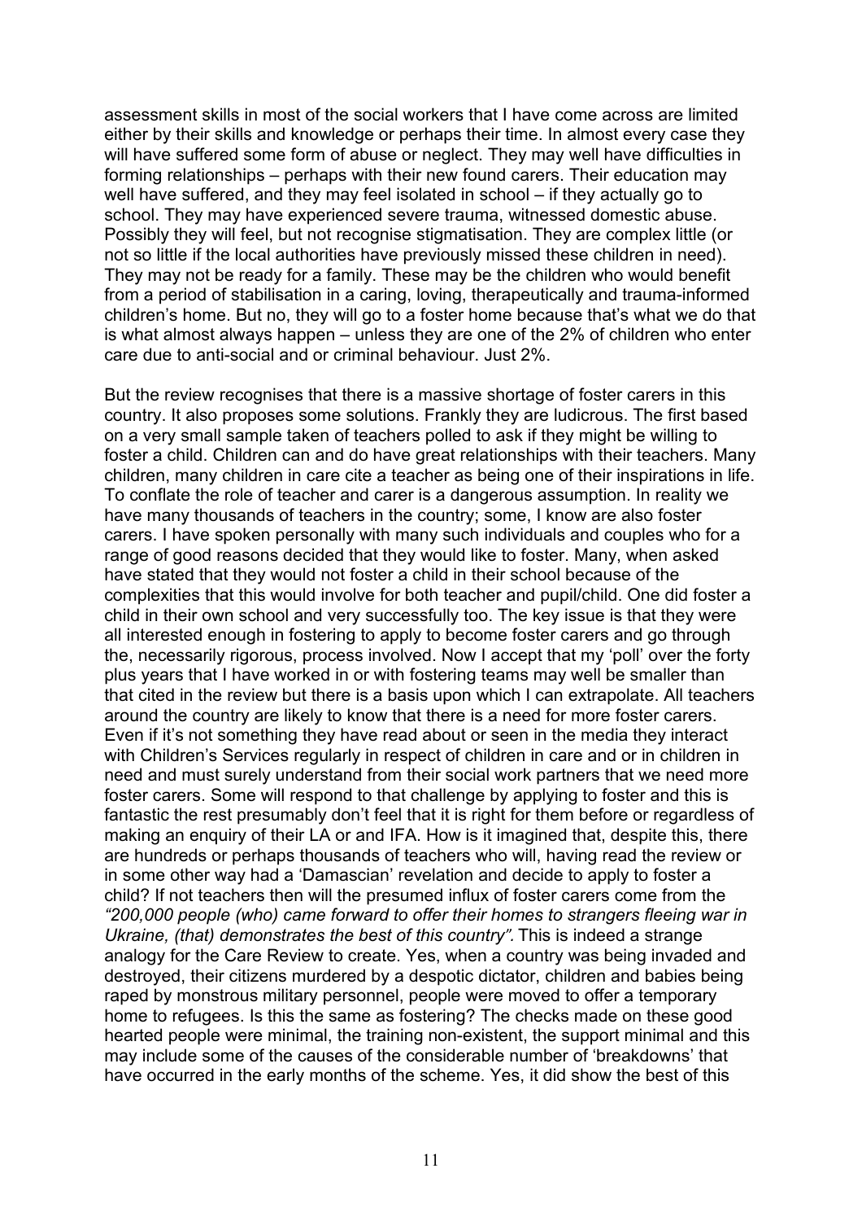assessment skills in most of the social workers that I have come across are limited either by their skills and knowledge or perhaps their time. In almost every case they will have suffered some form of abuse or neglect. They may well have difficulties in forming relationships – perhaps with their new found carers. Their education may well have suffered, and they may feel isolated in school – if they actually go to school. They may have experienced severe trauma, witnessed domestic abuse. Possibly they will feel, but not recognise stigmatisation. They are complex little (or not so little if the local authorities have previously missed these children in need). They may not be ready for a family. These may be the children who would benefit from a period of stabilisation in a caring, loving, therapeutically and trauma-informed children's home. But no, they will go to a foster home because that's what we do that is what almost always happen – unless they are one of the 2% of children who enter care due to anti-social and or criminal behaviour. Just 2%.

But the review recognises that there is a massive shortage of foster carers in this country. It also proposes some solutions. Frankly they are ludicrous. The first based on a very small sample taken of teachers polled to ask if they might be willing to foster a child. Children can and do have great relationships with their teachers. Many children, many children in care cite a teacher as being one of their inspirations in life. To conflate the role of teacher and carer is a dangerous assumption. In reality we have many thousands of teachers in the country; some, I know are also foster carers. I have spoken personally with many such individuals and couples who for a range of good reasons decided that they would like to foster. Many, when asked have stated that they would not foster a child in their school because of the complexities that this would involve for both teacher and pupil/child. One did foster a child in their own school and very successfully too. The key issue is that they were all interested enough in fostering to apply to become foster carers and go through the, necessarily rigorous, process involved. Now I accept that my 'poll' over the forty plus years that I have worked in or with fostering teams may well be smaller than that cited in the review but there is a basis upon which I can extrapolate. All teachers around the country are likely to know that there is a need for more foster carers. Even if it's not something they have read about or seen in the media they interact with Children's Services regularly in respect of children in care and or in children in need and must surely understand from their social work partners that we need more foster carers. Some will respond to that challenge by applying to foster and this is fantastic the rest presumably don't feel that it is right for them before or regardless of making an enquiry of their LA or and IFA. How is it imagined that, despite this, there are hundreds or perhaps thousands of teachers who will, having read the review or in some other way had a 'Damascian' revelation and decide to apply to foster a child? If not teachers then will the presumed influx of foster carers come from the *"200,000 people (who) came forward to offer their homes to strangers fleeing war in Ukraine, (that) demonstrates the best of this country".* This is indeed a strange analogy for the Care Review to create. Yes, when a country was being invaded and destroyed, their citizens murdered by a despotic dictator, children and babies being raped by monstrous military personnel, people were moved to offer a temporary home to refugees. Is this the same as fostering? The checks made on these good hearted people were minimal, the training non-existent, the support minimal and this may include some of the causes of the considerable number of 'breakdowns' that have occurred in the early months of the scheme. Yes, it did show the best of this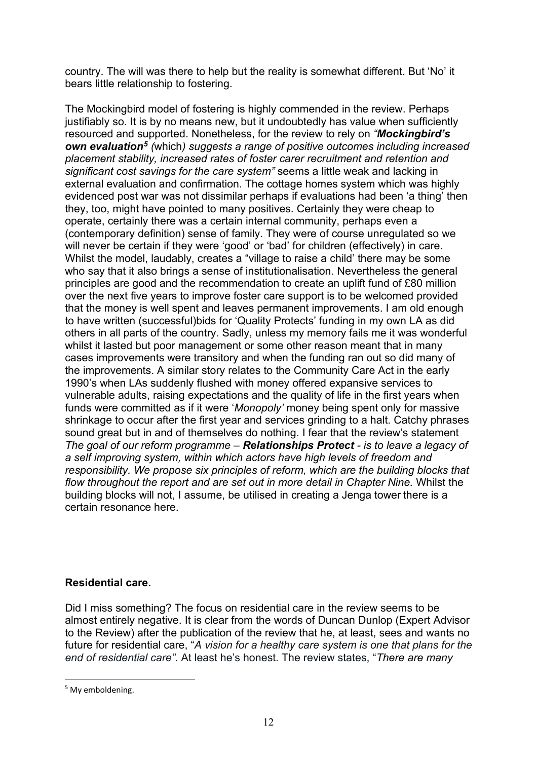country. The will was there to help but the reality is somewhat different. But 'No' it bears little relationship to fostering.

The Mockingbird model of fostering is highly commended in the review. Perhaps justifiably so. It is by no means new, but it undoubtedly has value when sufficiently resourced and supported. Nonetheless, for the review to rely on *"**Mockingbird's own evaluation**[5] (*which*) suggests a range of positive outcomes including increased placement stability, increased rates of foster carer recruitment and retention and significant cost savings for the care system"* seems a little weak and lacking in external evaluation and confirmation. The cottage homes system which was highly evidenced post war was not dissimilar perhaps if evaluations had been 'a thing' then they, too, might have pointed to many positives. Certainly they were cheap to operate, certainly there was a certain internal community, perhaps even a (contemporary definition) sense of family. They were of course unregulated so we will never be certain if they were 'good' or 'bad' for children (effectively) in care. Whilst the model, laudably, creates a "village to raise a child' there may be some who say that it also brings a sense of institutionalisation. Nevertheless the general principles are good and the recommendation to create an uplift fund of £80 million over the next five years to improve foster care support is to be welcomed provided that the money is well spent and leaves permanent improvements. I am old enough to have written (successful)bids for 'Quality Protects' funding in my own LA as did others in all parts of the country. Sadly, unless my memory fails me it was wonderful whilst it lasted but poor management or some other reason meant that in many cases improvements were transitory and when the funding ran out so did many of the improvements. A similar story relates to the Community Care Act in the early 1990's when LAs suddenly flushed with money offered expansive services to vulnerable adults, raising expectations and the quality of life in the first years when funds were committed as if it were '*Monopoly'* money being spent only for massive shrinkage to occur after the first year and services grinding to a halt. Catchy phrases sound great but in and of themselves do nothing. I fear that the review's statement *The goal of our reform programme – **Relationships Protect** - is to leave a legacy of a self improving system, within which actors have high levels of freedom and responsibility. We propose six principles of reform, which are the building blocks that flow throughout the report and are set out in more detail in Chapter Nine.* Whilst the building blocks will not, I assume, be utilised in creating a Jenga tower there is a certain resonance here.

**Residential care.**

Did I miss something? The focus on residential care in the review seems to be almost entirely negative. It is clear from the words of Duncan Dunlop (Expert Advisor to the Review) after the publication of the review that he, at least, sees and wants no future for residential care, "*A vision for a healthy care system is one that plans for the end of residential care".* At least he's honest. The review states, "*There are many*

[5] My emboldening.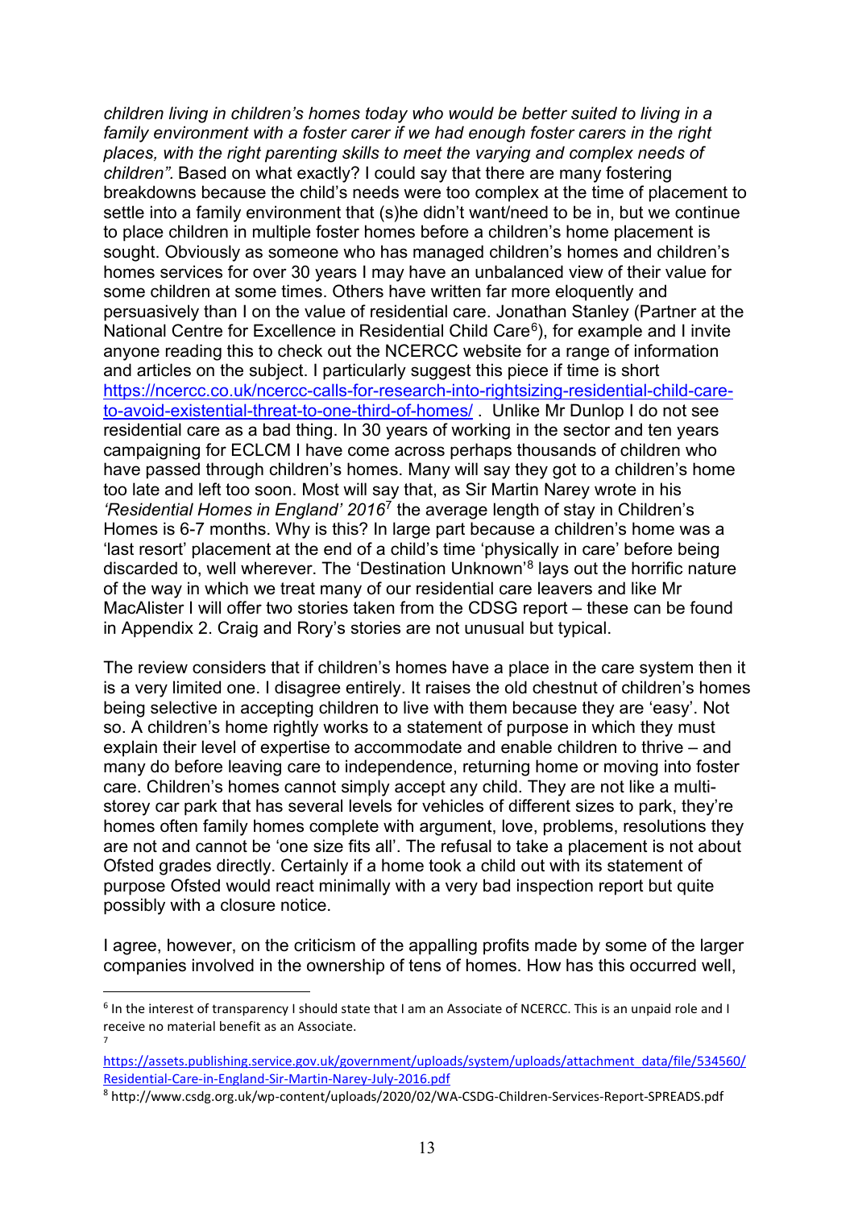*children living in children's homes today who would be better suited to living in a family environment with a foster carer if we had enough foster carers in the right places, with the right parenting skills to meet the varying and complex needs of children"*. Based on what exactly? I could say that there are many fostering breakdowns because the child's needs were too complex at the time of placement to settle into a family environment that (s)he didn't want/need to be in, but we continue to place children in multiple foster homes before a children's home placement is sought. Obviously as someone who has managed children's homes and children's homes services for over 30 years I may have an unbalanced view of their value for some children at some times. Others have written far more eloquently and persuasively than I on the value of residential care. Jonathan Stanley (Partner at the National Centre for Excellence in Residential Child Care[6]), for example and I invite anyone reading this to check out the NCERCC website for a range of information and articles on the subject. I particularly suggest this piece if time is short [https://ncercc.co.uk/ncercc-calls-for-research-into-rightsizing-residential-child-care-to-avoid-existential-threat-to-one-third-of-homes/](https://ncercc.co.uk/ncercc-calls-for-research-into-rightsizing-residential-child-care-to-avoid-existential-threat-to-one-third-of-homes/) . Unlike Mr Dunlop I do not see residential care as a bad thing. In 30 years of working in the sector and ten years campaigning for ECLCM I have come across perhaps thousands of children who have passed through children's homes. Many will say they got to a children's home too late and left too soon. Most will say that, as Sir Martin Narey wrote in his *'Residential Homes in England' 2016*[7] the average length of stay in Children's Homes is 6-7 months. Why is this? In large part because a children's home was a 'last resort' placement at the end of a child's time 'physically in care' before being discarded to, well wherever. The 'Destination Unknown'[8] lays out the horrific nature of the way in which we treat many of our residential care leavers and like Mr MacAlister I will offer two stories taken from the CDSG report – these can be found in Appendix 2. Craig and Rory's stories are not unusual but typical.

The review considers that if children's homes have a place in the care system then it is a very limited one. I disagree entirely. It raises the old chestnut of children's homes being selective in accepting children to live with them because they are 'easy'. Not so. A children's home rightly works to a statement of purpose in which they must explain their level of expertise to accommodate and enable children to thrive – and many do before leaving care to independence, returning home or moving into foster care. Children's homes cannot simply accept any child. They are not like a multi-storey car park that has several levels for vehicles of different sizes to park, they're homes often family homes complete with argument, love, problems, resolutions they are not and cannot be 'one size fits all'. The refusal to take a placement is not about Ofsted grades directly. Certainly if a home took a child out with its statement of purpose Ofsted would react minimally with a very bad inspection report but quite possibly with a closure notice.

I agree, however, on the criticism of the appalling profits made by some of the larger companies involved in the ownership of tens of homes. How has this occurred well,

---

[6] In the interest of transparency I should state that I am an Associate of NCERCC. This is an unpaid role and I receive no material benefit as an Associate.

[7] [https://assets.publishing.service.gov.uk/government/uploads/system/uploads/attachment_data/file/534560/Residential-Care-in-England-Sir-Martin-Narey-July-2016.pdf](https://assets.publishing.service.gov.uk/government/uploads/system/uploads/attachment_data/file/534560/Residential-Care-in-England-Sir-Martin-Narey-July-2016.pdf)

[8] http://www.csdg.org.uk/wp-content/uploads/2020/02/WA-CSDG-Children-Services-Report-SPREADS.pdf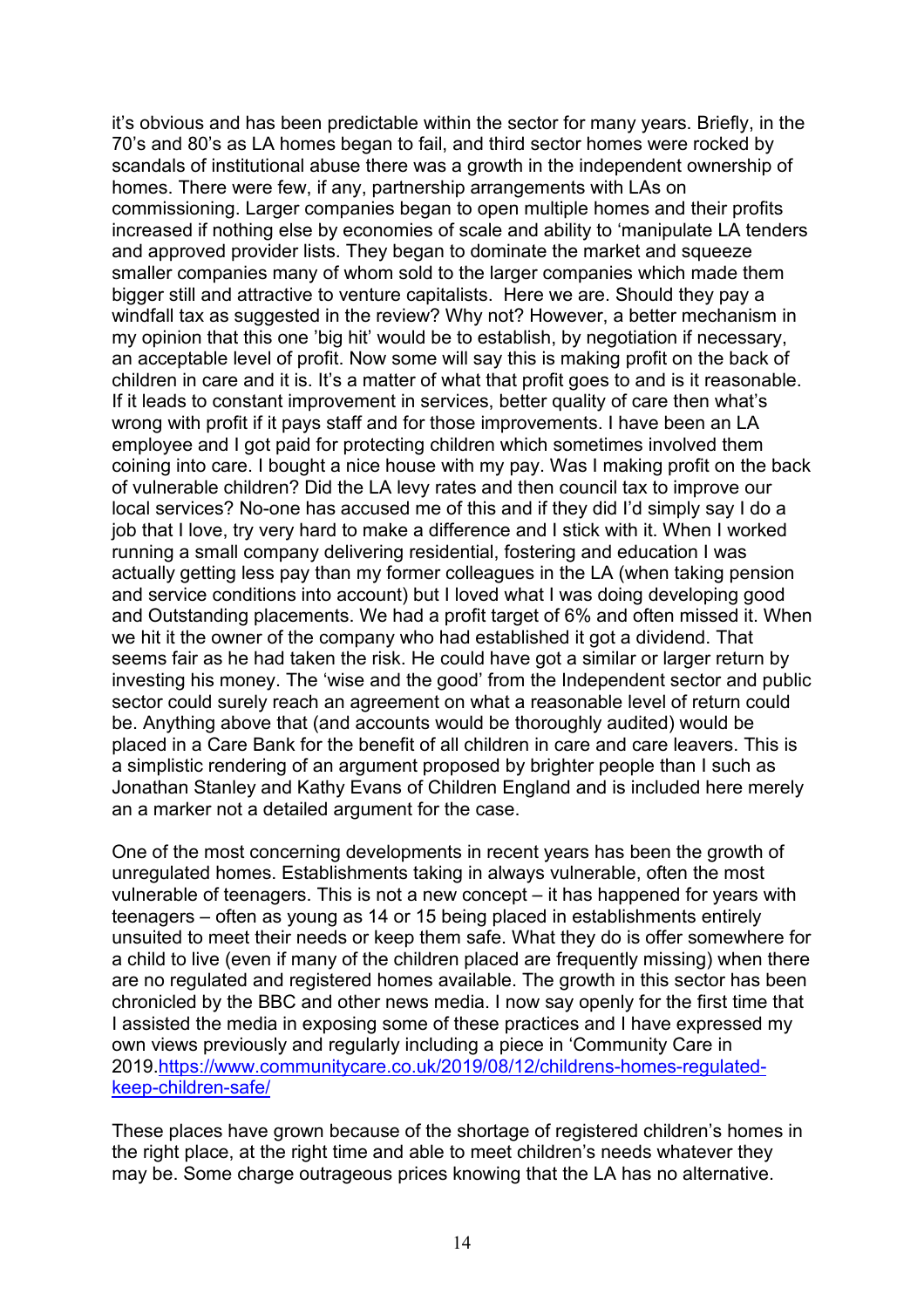it's obvious and has been predictable within the sector for many years. Briefly, in the 70's and 80's as LA homes began to fail, and third sector homes were rocked by scandals of institutional abuse there was a growth in the independent ownership of homes. There were few, if any, partnership arrangements with LAs on commissioning. Larger companies began to open multiple homes and their profits increased if nothing else by economies of scale and ability to 'manipulate LA tenders and approved provider lists. They began to dominate the market and squeeze smaller companies many of whom sold to the larger companies which made them bigger still and attractive to venture capitalists. Here we are. Should they pay a windfall tax as suggested in the review? Why not? However, a better mechanism in my opinion that this one 'big hit' would be to establish, by negotiation if necessary, an acceptable level of profit. Now some will say this is making profit on the back of children in care and it is. It's a matter of what that profit goes to and is it reasonable. If it leads to constant improvement in services, better quality of care then what's wrong with profit if it pays staff and for those improvements. I have been an LA employee and I got paid for protecting children which sometimes involved them coining into care. I bought a nice house with my pay. Was I making profit on the back of vulnerable children? Did the LA levy rates and then council tax to improve our local services? No-one has accused me of this and if they did I'd simply say I do a job that I love, try very hard to make a difference and I stick with it. When I worked running a small company delivering residential, fostering and education I was actually getting less pay than my former colleagues in the LA (when taking pension and service conditions into account) but I loved what I was doing developing good and Outstanding placements. We had a profit target of 6% and often missed it. When we hit it the owner of the company who had established it got a dividend. That seems fair as he had taken the risk. He could have got a similar or larger return by investing his money. The 'wise and the good' from the Independent sector and public sector could surely reach an agreement on what a reasonable level of return could be. Anything above that (and accounts would be thoroughly audited) would be placed in a Care Bank for the benefit of all children in care and care leavers. This is a simplistic rendering of an argument proposed by brighter people than I such as Jonathan Stanley and Kathy Evans of Children England and is included here merely an a marker not a detailed argument for the case.

One of the most concerning developments in recent years has been the growth of unregulated homes. Establishments taking in always vulnerable, often the most vulnerable of teenagers. This is not a new concept – it has happened for years with teenagers – often as young as 14 or 15 being placed in establishments entirely unsuited to meet their needs or keep them safe. What they do is offer somewhere for a child to live (even if many of the children placed are frequently missing) when there are no regulated and registered homes available. The growth in this sector has been chronicled by the BBC and other news media. I now say openly for the first time that I assisted the media in exposing some of these practices and I have expressed my own views previously and regularly including a piece in 'Community Care in 2019.[https://www.communitycare.co.uk/2019/08/12/childrens-homes-regulated-keep-children-safe/](https://www.communitycare.co.uk/2019/08/12/childrens-homes-regulated-keep-children-safe/)

These places have grown because of the shortage of registered children's homes in the right place, at the right time and able to meet children's needs whatever they may be. Some charge outrageous prices knowing that the LA has no alternative.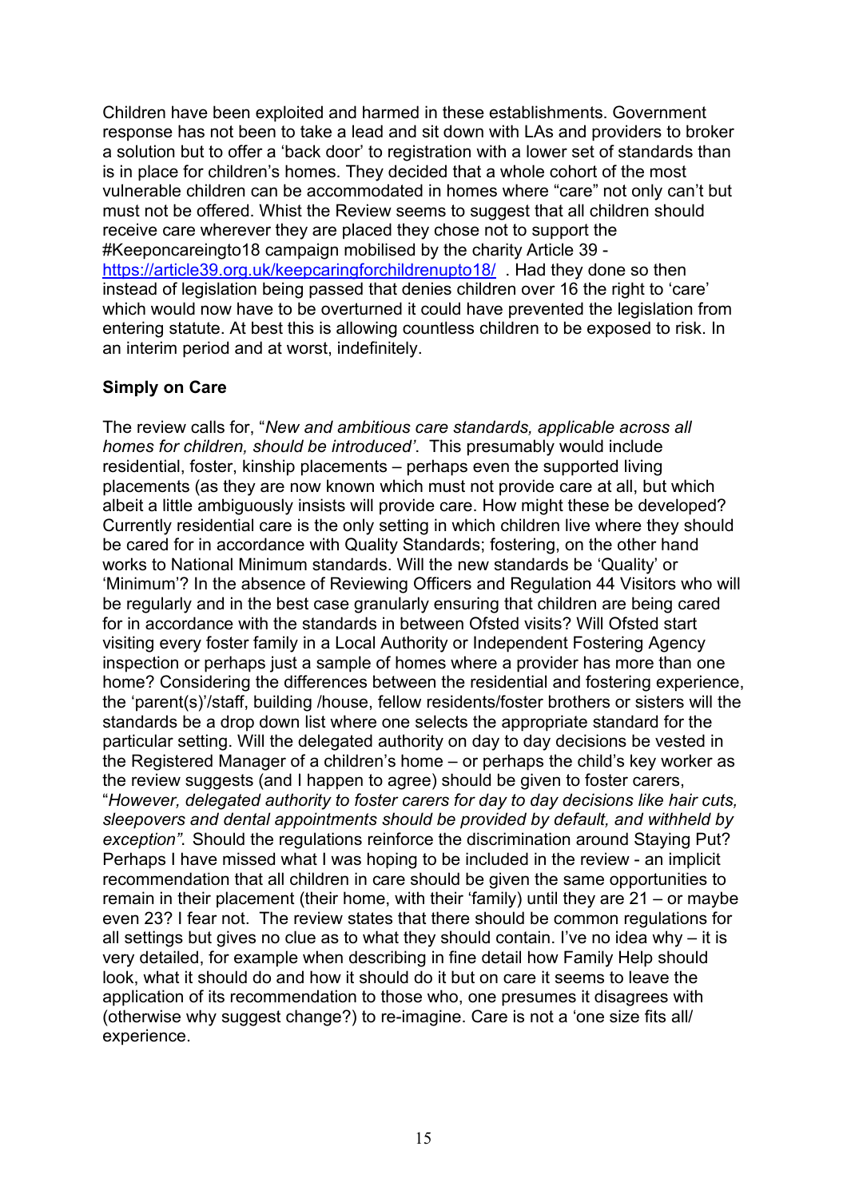Children have been exploited and harmed in these establishments. Government response has not been to take a lead and sit down with LAs and providers to broker a solution but to offer a 'back door' to registration with a lower set of standards than is in place for children's homes. They decided that a whole cohort of the most vulnerable children can be accommodated in homes where "care" not only can't but must not be offered. Whist the Review seems to suggest that all children should receive care wherever they are placed they chose not to support the #Keeponcareingto18 campaign mobilised by the charity Article 39 - [https://article39.org.uk/keepcaringforchildrenupto18/](https://article39.org.uk/keepcaringforchildrenupto18/) . Had they done so then instead of legislation being passed that denies children over 16 the right to 'care' which would now have to be overturned it could have prevented the legislation from entering statute. At best this is allowing countless children to be exposed to risk. In an interim period and at worst, indefinitely.

**Simply on Care**

The review calls for, "*New and ambitious care standards, applicable across all homes for children, should be introduced'*. This presumably would include residential, foster, kinship placements – perhaps even the supported living placements (as they are now known which must not provide care at all, but which albeit a little ambiguously insists will provide care. How might these be developed? Currently residential care is the only setting in which children live where they should be cared for in accordance with Quality Standards; fostering, on the other hand works to National Minimum standards. Will the new standards be 'Quality' or 'Minimum'? In the absence of Reviewing Officers and Regulation 44 Visitors who will be regularly and in the best case granularly ensuring that children are being cared for in accordance with the standards in between Ofsted visits? Will Ofsted start visiting every foster family in a Local Authority or Independent Fostering Agency inspection or perhaps just a sample of homes where a provider has more than one home? Considering the differences between the residential and fostering experience, the 'parent(s)'/staff, building /house, fellow residents/foster brothers or sisters will the standards be a drop down list where one selects the appropriate standard for the particular setting. Will the delegated authority on day to day decisions be vested in the Registered Manager of a children's home – or perhaps the child's key worker as the review suggests (and I happen to agree) should be given to foster carers, "*However, delegated authority to foster carers for day to day decisions like hair cuts, sleepovers and dental appointments should be provided by default, and withheld by exception"*. Should the regulations reinforce the discrimination around Staying Put? Perhaps I have missed what I was hoping to be included in the review - an implicit recommendation that all children in care should be given the same opportunities to remain in their placement (their home, with their 'family) until they are 21 – or maybe even 23? I fear not. The review states that there should be common regulations for all settings but gives no clue as to what they should contain. I've no idea why – it is very detailed, for example when describing in fine detail how Family Help should look, what it should do and how it should do it but on care it seems to leave the application of its recommendation to those who, one presumes it disagrees with (otherwise why suggest change?) to re-imagine. Care is not a 'one size fits all/ experience.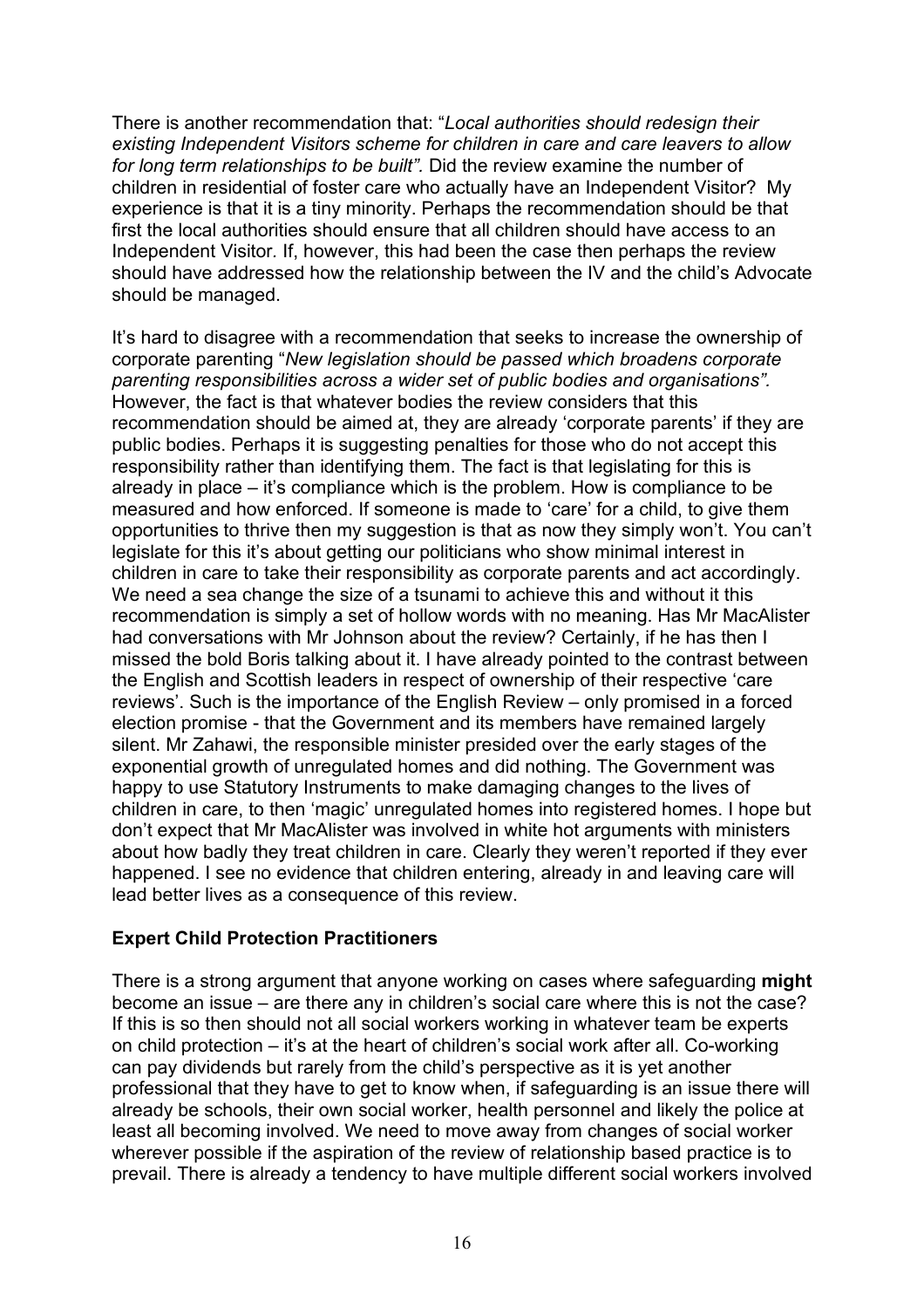There is another recommendation that: "*Local authorities should redesign their existing Independent Visitors scheme for children in care and care leavers to allow for long term relationships to be built".* Did the review examine the number of children in residential of foster care who actually have an Independent Visitor? My experience is that it is a tiny minority. Perhaps the recommendation should be that first the local authorities should ensure that all children should have access to an Independent Visitor. If, however, this had been the case then perhaps the review should have addressed how the relationship between the IV and the child's Advocate should be managed.

It's hard to disagree with a recommendation that seeks to increase the ownership of corporate parenting "*New legislation should be passed which broadens corporate parenting responsibilities across a wider set of public bodies and organisations".* However, the fact is that whatever bodies the review considers that this recommendation should be aimed at, they are already 'corporate parents' if they are public bodies. Perhaps it is suggesting penalties for those who do not accept this responsibility rather than identifying them. The fact is that legislating for this is already in place – it's compliance which is the problem. How is compliance to be measured and how enforced. If someone is made to 'care' for a child, to give them opportunities to thrive then my suggestion is that as now they simply won't. You can't legislate for this it's about getting our politicians who show minimal interest in children in care to take their responsibility as corporate parents and act accordingly. We need a sea change the size of a tsunami to achieve this and without it this recommendation is simply a set of hollow words with no meaning. Has Mr MacAlister had conversations with Mr Johnson about the review? Certainly, if he has then I missed the bold Boris talking about it. I have already pointed to the contrast between the English and Scottish leaders in respect of ownership of their respective 'care reviews'. Such is the importance of the English Review – only promised in a forced election promise - that the Government and its members have remained largely silent. Mr Zahawi, the responsible minister presided over the early stages of the exponential growth of unregulated homes and did nothing. The Government was happy to use Statutory Instruments to make damaging changes to the lives of children in care, to then 'magic' unregulated homes into registered homes. I hope but don't expect that Mr MacAlister was involved in white hot arguments with ministers about how badly they treat children in care. Clearly they weren't reported if they ever happened. I see no evidence that children entering, already in and leaving care will lead better lives as a consequence of this review.

**Expert Child Protection Practitioners**

There is a strong argument that anyone working on cases where safeguarding **might** become an issue – are there any in children's social care where this is not the case? If this is so then should not all social workers working in whatever team be experts on child protection – it's at the heart of children's social work after all. Co-working can pay dividends but rarely from the child's perspective as it is yet another professional that they have to get to know when, if safeguarding is an issue there will already be schools, their own social worker, health personnel and likely the police at least all becoming involved. We need to move away from changes of social worker wherever possible if the aspiration of the review of relationship based practice is to prevail. There is already a tendency to have multiple different social workers involved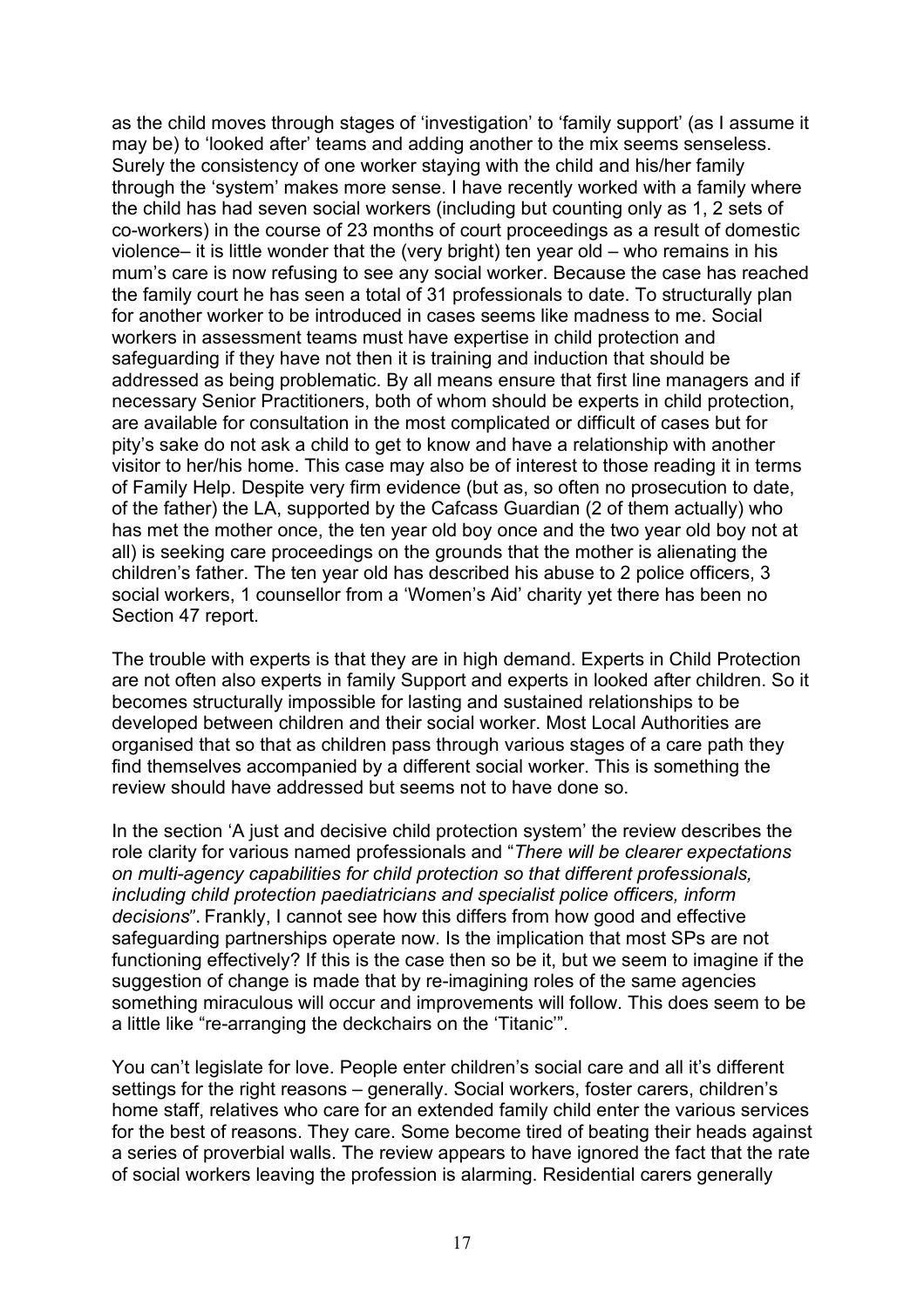as the child moves through stages of 'investigation' to 'family support' (as I assume it may be) to 'looked after' teams and adding another to the mix seems senseless. Surely the consistency of one worker staying with the child and his/her family through the 'system' makes more sense. I have recently worked with a family where the child has had seven social workers (including but counting only as 1, 2 sets of co-workers) in the course of 23 months of court proceedings as a result of domestic violence– it is little wonder that the (very bright) ten year old – who remains in his mum's care is now refusing to see any social worker. Because the case has reached the family court he has seen a total of 31 professionals to date. To structurally plan for another worker to be introduced in cases seems like madness to me. Social workers in assessment teams must have expertise in child protection and safeguarding if they have not then it is training and induction that should be addressed as being problematic. By all means ensure that first line managers and if necessary Senior Practitioners, both of whom should be experts in child protection, are available for consultation in the most complicated or difficult of cases but for pity's sake do not ask a child to get to know and have a relationship with another visitor to her/his home. This case may also be of interest to those reading it in terms of Family Help. Despite very firm evidence (but as, so often no prosecution to date, of the father) the LA, supported by the Cafcass Guardian (2 of them actually) who has met the mother once, the ten year old boy once and the two year old boy not at all) is seeking care proceedings on the grounds that the mother is alienating the children's father. The ten year old has described his abuse to 2 police officers, 3 social workers, 1 counsellor from a 'Women's Aid' charity yet there has been no Section 47 report.

The trouble with experts is that they are in high demand. Experts in Child Protection are not often also experts in family Support and experts in looked after children. So it becomes structurally impossible for lasting and sustained relationships to be developed between children and their social worker. Most Local Authorities are organised that so that as children pass through various stages of a care path they find themselves accompanied by a different social worker. This is something the review should have addressed but seems not to have done so.

In the section 'A just and decisive child protection system' the review describes the role clarity for various named professionals and "*There will be clearer expectations on multi-agency capabilities for child protection so that different professionals, including child protection paediatricians and specialist police officers, inform decisions*". Frankly, I cannot see how this differs from how good and effective safeguarding partnerships operate now. Is the implication that most SPs are not functioning effectively? If this is the case then so be it, but we seem to imagine if the suggestion of change is made that by re-imagining roles of the same agencies something miraculous will occur and improvements will follow. This does seem to be a little like "re-arranging the deckchairs on the 'Titanic'".

You can't legislate for love. People enter children's social care and all it's different settings for the right reasons – generally. Social workers, foster carers, children's home staff, relatives who care for an extended family child enter the various services for the best of reasons. They care. Some become tired of beating their heads against a series of proverbial walls. The review appears to have ignored the fact that the rate of social workers leaving the profession is alarming. Residential carers generally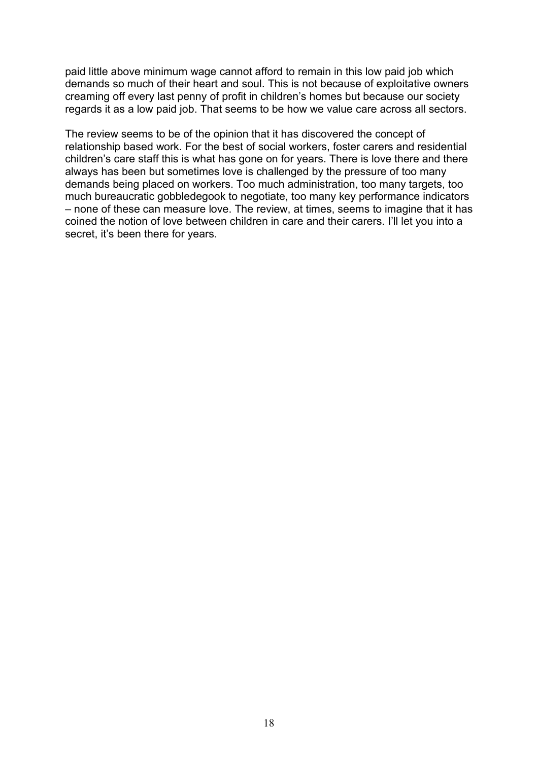paid little above minimum wage cannot afford to remain in this low paid job which demands so much of their heart and soul. This is not because of exploitative owners creaming off every last penny of profit in children's homes but because our society regards it as a low paid job. That seems to be how we value care across all sectors.

The review seems to be of the opinion that it has discovered the concept of relationship based work. For the best of social workers, foster carers and residential children's care staff this is what has gone on for years. There is love there and there always has been but sometimes love is challenged by the pressure of too many demands being placed on workers. Too much administration, too many targets, too much bureaucratic gobbledegook to negotiate, too many key performance indicators – none of these can measure love. The review, at times, seems to imagine that it has coined the notion of love between children in care and their carers. I'll let you into a secret, it's been there for years.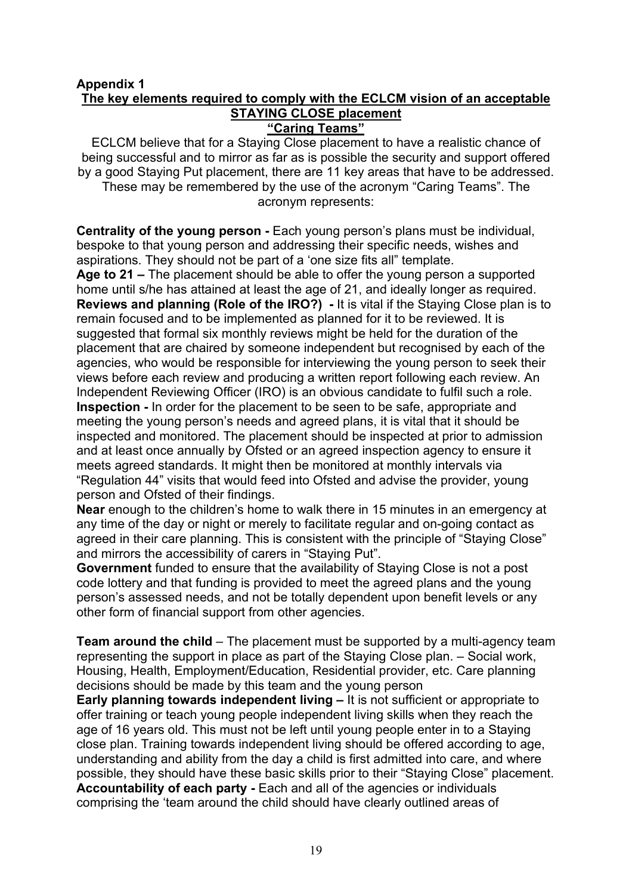**Appendix 1**

## The key elements required to comply with the ECLCM vision of an acceptable STAYING CLOSE placement

### "Caring Teams"

ECLCM believe that for a Staying Close placement to have a realistic chance of being successful and to mirror as far as is possible the security and support offered by a good Staying Put placement, there are 11 key areas that have to be addressed. These may be remembered by the use of the acronym "Caring Teams". The acronym represents:

**Centrality of the young person -** Each young person's plans must be individual, bespoke to that young person and addressing their specific needs, wishes and aspirations. They should not be part of a 'one size fits all" template.

**Age to 21 –** The placement should be able to offer the young person a supported home until s/he has attained at least the age of 21, and ideally longer as required.

**Reviews and planning (Role of the IRO?) -** It is vital if the Staying Close plan is to remain focused and to be implemented as planned for it to be reviewed. It is suggested that formal six monthly reviews might be held for the duration of the placement that are chaired by someone independent but recognised by each of the agencies, who would be responsible for interviewing the young person to seek their views before each review and producing a written report following each review. An Independent Reviewing Officer (IRO) is an obvious candidate to fulfil such a role.

**Inspection -** In order for the placement to be seen to be safe, appropriate and meeting the young person's needs and agreed plans, it is vital that it should be inspected and monitored. The placement should be inspected at prior to admission and at least once annually by Ofsted or an agreed inspection agency to ensure it meets agreed standards. It might then be monitored at monthly intervals via "Regulation 44" visits that would feed into Ofsted and advise the provider, young person and Ofsted of their findings.

**Near** enough to the children's home to walk there in 15 minutes in an emergency at any time of the day or night or merely to facilitate regular and on-going contact as agreed in their care planning. This is consistent with the principle of "Staying Close" and mirrors the accessibility of carers in "Staying Put".

**Government** funded to ensure that the availability of Staying Close is not a post code lottery and that funding is provided to meet the agreed plans and the young person's assessed needs, and not be totally dependent upon benefit levels or any other form of financial support from other agencies.

**Team around the child** – The placement must be supported by a multi-agency team representing the support in place as part of the Staying Close plan. – Social work, Housing, Health, Employment/Education, Residential provider, etc. Care planning decisions should be made by this team and the young person

**Early planning towards independent living –** It is not sufficient or appropriate to offer training or teach young people independent living skills when they reach the age of 16 years old. This must not be left until young people enter in to a Staying close plan. Training towards independent living should be offered according to age, understanding and ability from the day a child is first admitted into care, and where possible, they should have these basic skills prior to their "Staying Close" placement.

**Accountability of each party -** Each and all of the agencies or individuals comprising the 'team around the child should have clearly outlined areas of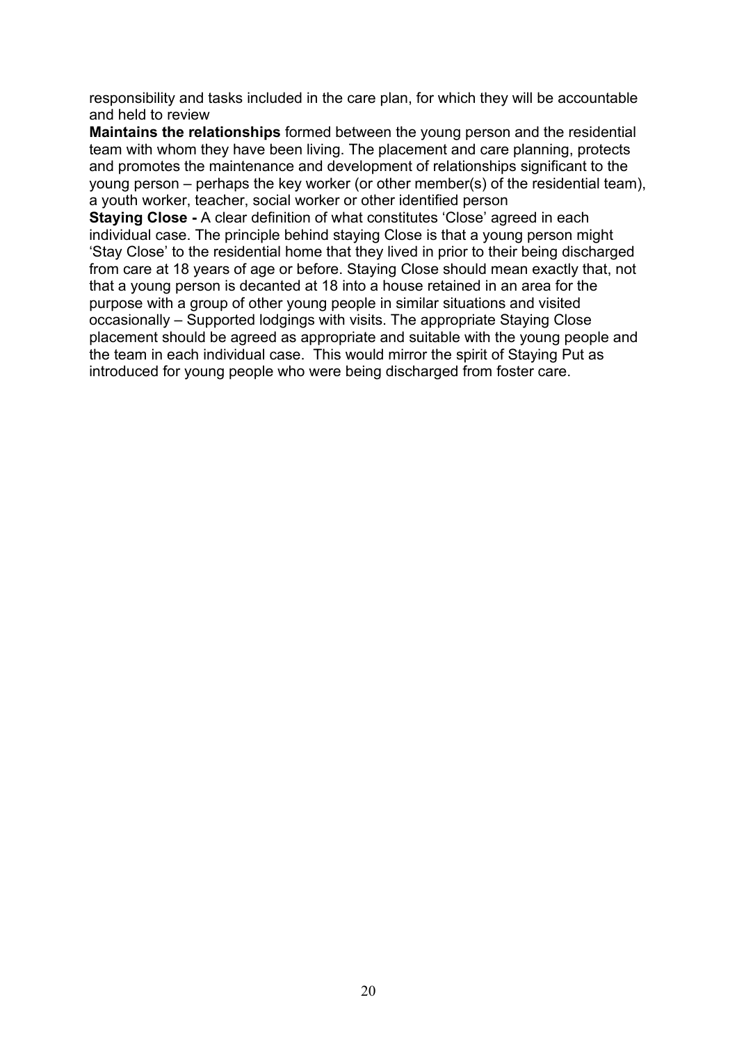responsibility and tasks included in the care plan, for which they will be accountable and held to review

**Maintains the relationships** formed between the young person and the residential team with whom they have been living. The placement and care planning, protects and promotes the maintenance and development of relationships significant to the young person – perhaps the key worker (or other member(s) of the residential team), a youth worker, teacher, social worker or other identified person

**Staying Close -** A clear definition of what constitutes 'Close' agreed in each individual case. The principle behind staying Close is that a young person might 'Stay Close' to the residential home that they lived in prior to their being discharged from care at 18 years of age or before. Staying Close should mean exactly that, not that a young person is decanted at 18 into a house retained in an area for the purpose with a group of other young people in similar situations and visited occasionally – Supported lodgings with visits. The appropriate Staying Close placement should be agreed as appropriate and suitable with the young people and the team in each individual case. This would mirror the spirit of Staying Put as introduced for young people who were being discharged from foster care.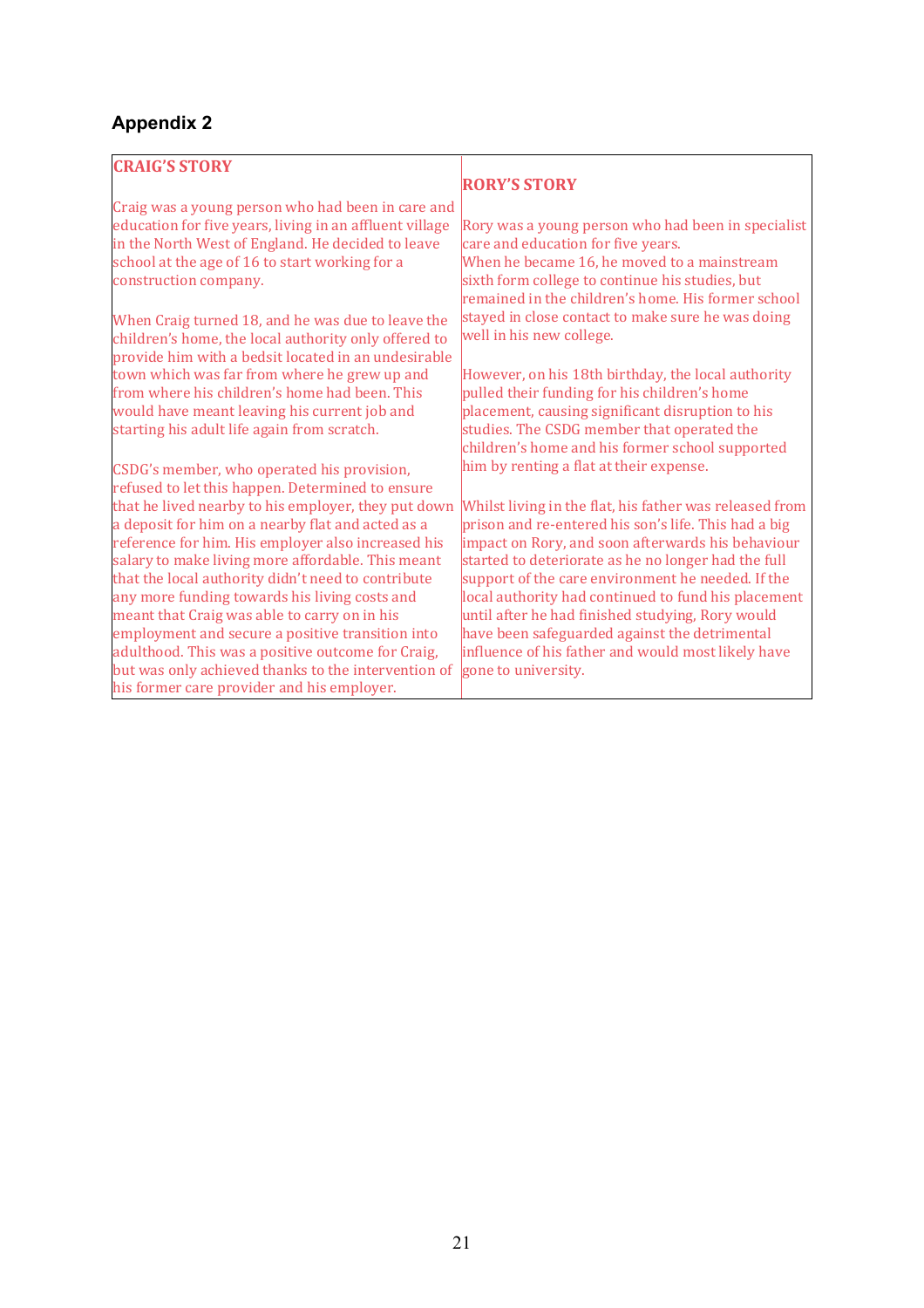# Appendix 2

## CRAIG'S STORY

Craig was a young person who had been in care and education for five years, living in an affluent village in the North West of England. He decided to leave school at the age of 16 to start working for a construction company.

When Craig turned 18, and he was due to leave the children's home, the local authority only offered to provide him with a bedsit located in an undesirable town which was far from where he grew up and from where his children's home had been. This would have meant leaving his current job and starting his adult life again from scratch.

CSDG's member, who operated his provision, refused to let this happen. Determined to ensure that he lived nearby to his employer, they put down a deposit for him on a nearby flat and acted as a reference for him. His employer also increased his salary to make living more affordable. This meant that the local authority didn't need to contribute any more funding towards his living costs and meant that Craig was able to carry on in his employment and secure a positive transition into adulthood. This was a positive outcome for Craig, but was only achieved thanks to the intervention of his former care provider and his employer.

## RORY'S STORY

Rory was a young person who had been in specialist care and education for five years.
When he became 16, he moved to a mainstream sixth form college to continue his studies, but remained in the children's home. His former school stayed in close contact to make sure he was doing well in his new college.

However, on his 18th birthday, the local authority pulled their funding for his children's home placement, causing significant disruption to his studies. The CSDG member that operated the children's home and his former school supported him by renting a flat at their expense.

Whilst living in the flat, his father was released from prison and re-entered his son's life. This had a big impact on Rory, and soon afterwards his behaviour started to deteriorate as he no longer had the full support of the care environment he needed. If the local authority had continued to fund his placement until after he had finished studying, Rory would have been safeguarded against the detrimental influence of his father and would most likely have gone to university.